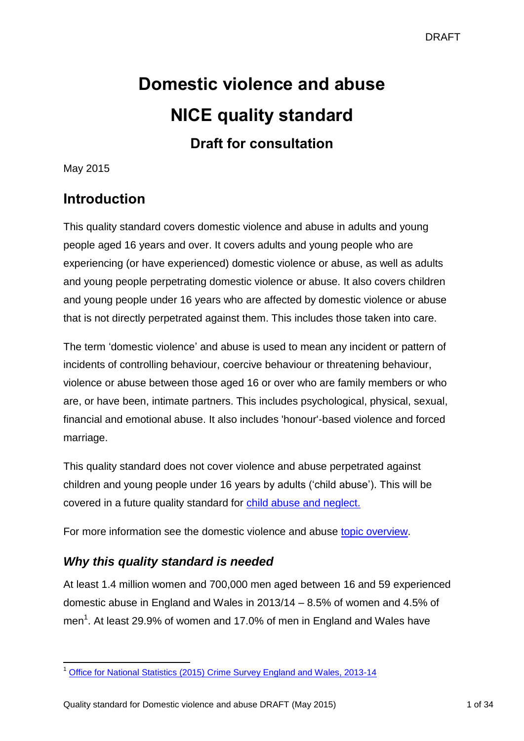# Domestic violence and abuse

# NICE quality standard

## Draft for consultation

May 2015

## Introduction

This quality standard covers domestic violence and abuse in adults and young people aged 16 years and over. It covers adults and young people who are experiencing (or have experienced) domestic violence or abuse, as well as adults and young people perpetrating domestic violence or abuse. It also covers children and young people under 16 years who are affected by domestic violence or abuse that is not directly perpetrated against them. This includes those taken into care.

The term 'domestic violence' and abuse is used to mean any incident or pattern of incidents of controlling behaviour, coercive behaviour or threatening behaviour, violence or abuse between those aged 16 or over who are family members or who are, or have been, intimate partners. This includes psychological, physical, sexual, financial and emotional abuse. It also includes 'honour'-based violence and forced marriage.

This quality standard does not cover violence and abuse perpetrated against children and young people under 16 years by adults ('child abuse'). This will be covered in a future quality standard for child abuse and neglect.

For more information see the domestic violence and abuse topic overview.

### *Why this quality standard is needed*

At least 1.4 million women and 700,000 men aged between 16 and 59 experienced domestic abuse in England and Wales in 2013/14 – 8.5% of women and 4.5% of men[1]. At least 29.9% of women and 17.0% of men in England and Wales have

[1] Office for National Statistics (2015) Crime Survey England and Wales, 2013-14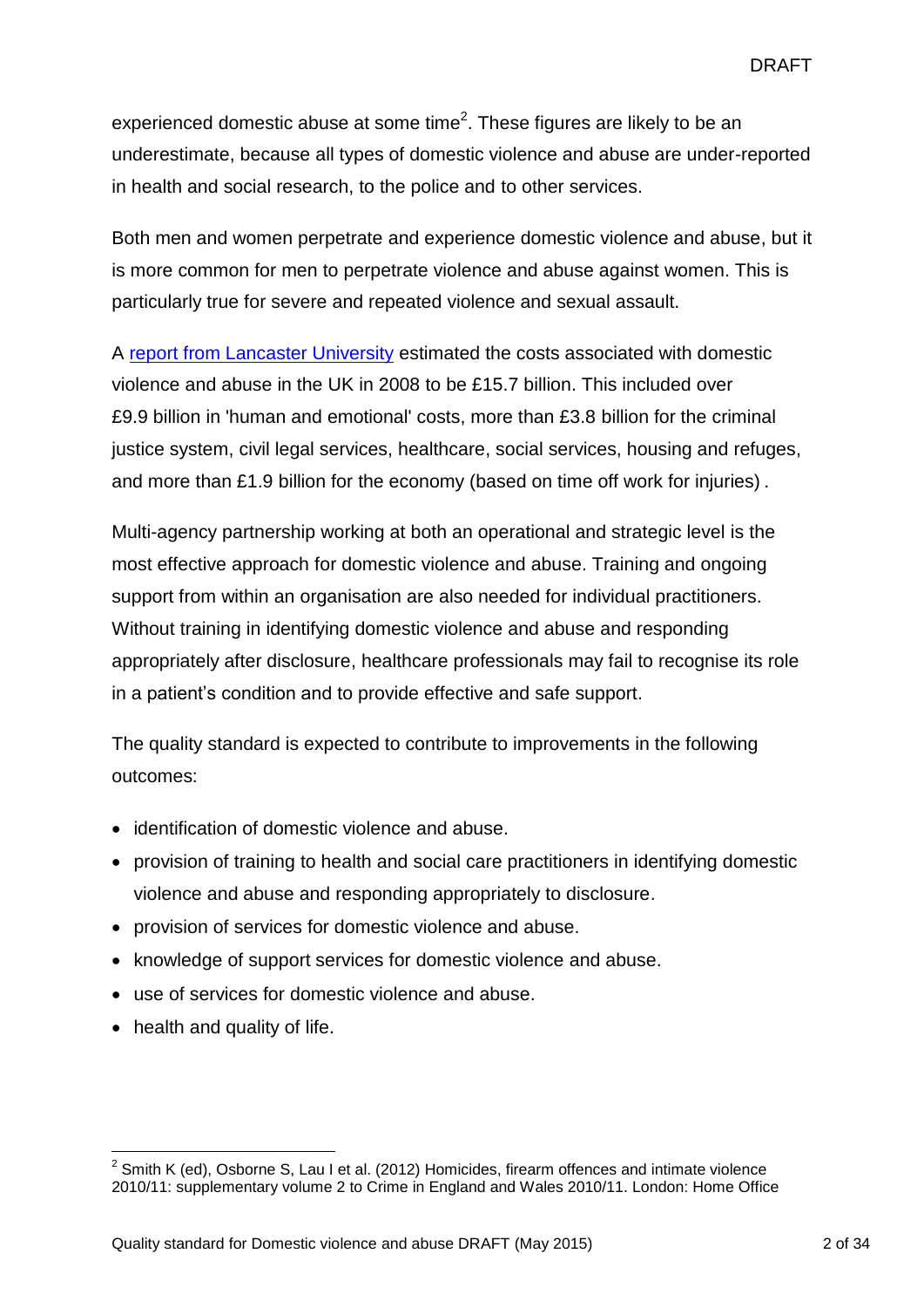experienced domestic abuse at some time[2]. These figures are likely to be an underestimate, because all types of domestic violence and abuse are under-reported in health and social research, to the police and to other services.

Both men and women perpetrate and experience domestic violence and abuse, but it is more common for men to perpetrate violence and abuse against women. This is particularly true for severe and repeated violence and sexual assault.

A [report from Lancaster University](#) estimated the costs associated with domestic violence and abuse in the UK in 2008 to be £15.7 billion. This included over £9.9 billion in 'human and emotional' costs, more than £3.8 billion for the criminal justice system, civil legal services, healthcare, social services, housing and refuges, and more than £1.9 billion for the economy (based on time off work for injuries) .

Multi-agency partnership working at both an operational and strategic level is the most effective approach for domestic violence and abuse. Training and ongoing support from within an organisation are also needed for individual practitioners. Without training in identifying domestic violence and abuse and responding appropriately after disclosure, healthcare professionals may fail to recognise its role in a patient's condition and to provide effective and safe support.

The quality standard is expected to contribute to improvements in the following outcomes:

- identification of domestic violence and abuse.
- provision of training to health and social care practitioners in identifying domestic violence and abuse and responding appropriately to disclosure.
- provision of services for domestic violence and abuse.
- knowledge of support services for domestic violence and abuse.
- use of services for domestic violence and abuse.
- health and quality of life.

---

[2] Smith K (ed), Osborne S, Lau I et al. (2012) Homicides, firearm offences and intimate violence 2010/11: supplementary volume 2 to Crime in England and Wales 2010/11. London: Home Office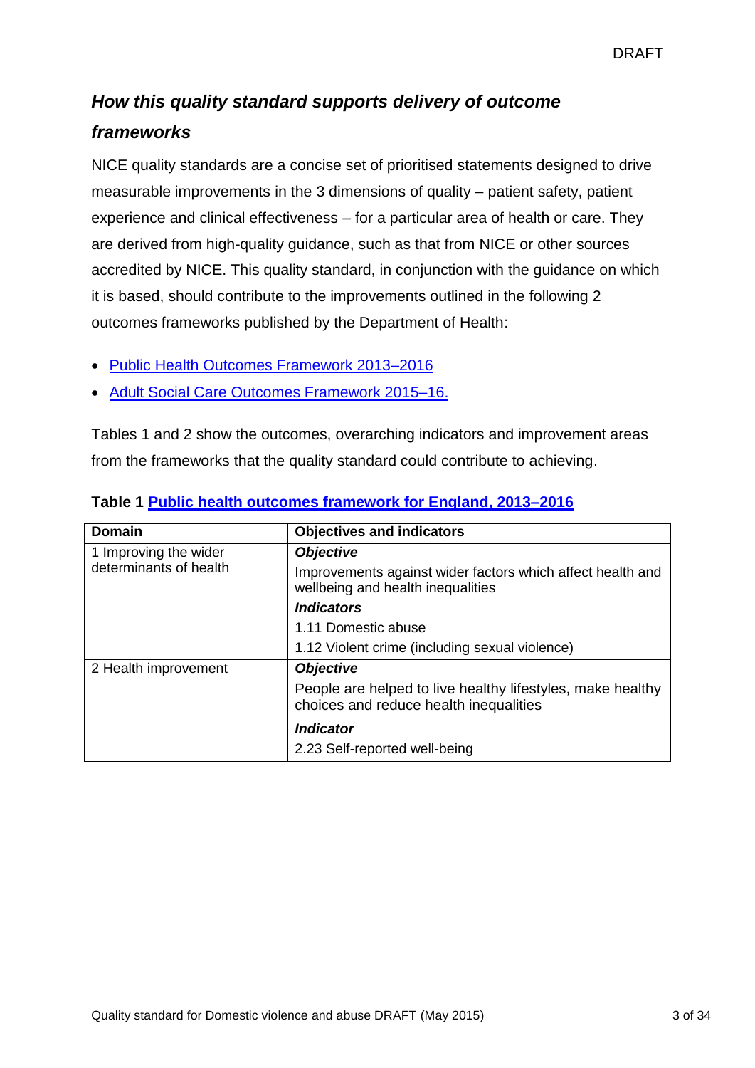## *How this quality standard supports delivery of outcome frameworks*

NICE quality standards are a concise set of prioritised statements designed to drive measurable improvements in the 3 dimensions of quality – patient safety, patient experience and clinical effectiveness – for a particular area of health or care. They are derived from high-quality guidance, such as that from NICE or other sources accredited by NICE. This quality standard, in conjunction with the guidance on which it is based, should contribute to the improvements outlined in the following 2 outcomes frameworks published by the Department of Health:

- Public Health Outcomes Framework 2013–2016
- Adult Social Care Outcomes Framework 2015–16.

Tables 1 and 2 show the outcomes, overarching indicators and improvement areas from the frameworks that the quality standard could contribute to achieving.

**Table 1 Public health outcomes framework for England, 2013–2016**

| Domain | Objectives and indicators |
|---|---|
| 1 Improving the wider determinants of health | ***Objective*** |
| | Improvements against wider factors which affect health and wellbeing and health inequalities |
| | ***Indicators*** |
| | 1.11 Domestic abuse |
| | 1.12 Violent crime (including sexual violence) |
| 2 Health improvement | ***Objective*** |
| | People are helped to live healthy lifestyles, make healthy choices and reduce health inequalities |
| | ***Indicator*** |
| | 2.23 Self-reported well-being |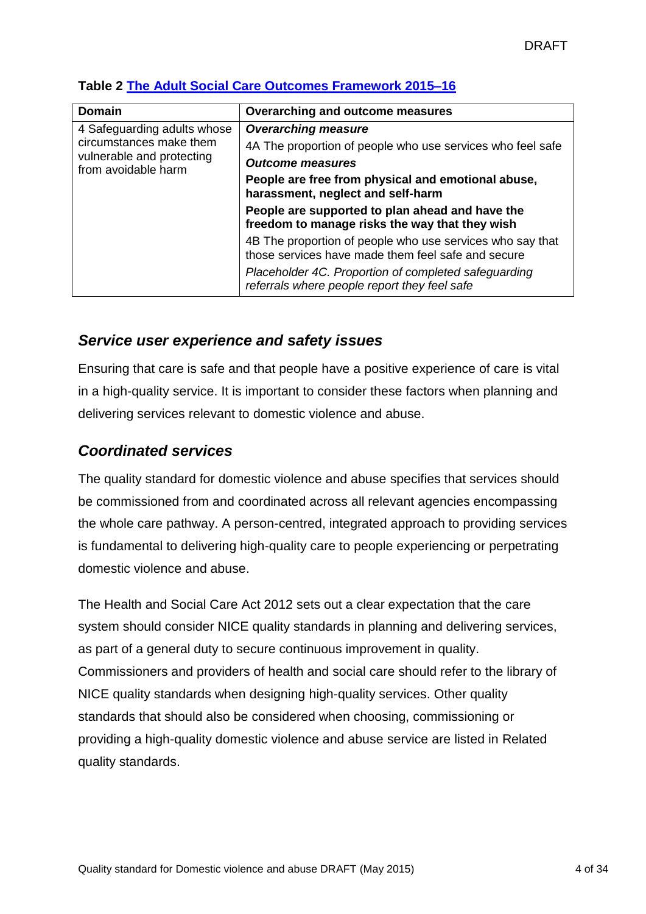**Table 2 [The Adult Social Care Outcomes Framework 2015–16]()**

| Domain | Overarching and outcome measures |
|---|---|
| 4 Safeguarding adults whose circumstances make them vulnerable and protecting from avoidable harm | ***Overarching measure*** |
| | 4A The proportion of people who use services who feel safe |
| | ***Outcome measures*** |
| | **People are free from physical and emotional abuse, harassment, neglect and self-harm** |
| | **People are supported to plan ahead and have the freedom to manage risks the way that they wish** |
| | 4B The proportion of people who use services who say that those services have made them feel safe and secure |
| | *Placeholder 4C. Proportion of completed safeguarding referrals where people report they feel safe* |

## *Service user experience and safety issues*

Ensuring that care is safe and that people have a positive experience of care is vital in a high-quality service. It is important to consider these factors when planning and delivering services relevant to domestic violence and abuse.

## *Coordinated services*

The quality standard for domestic violence and abuse specifies that services should be commissioned from and coordinated across all relevant agencies encompassing the whole care pathway. A person-centred, integrated approach to providing services is fundamental to delivering high-quality care to people experiencing or perpetrating domestic violence and abuse.

The Health and Social Care Act 2012 sets out a clear expectation that the care system should consider NICE quality standards in planning and delivering services, as part of a general duty to secure continuous improvement in quality. Commissioners and providers of health and social care should refer to the library of NICE quality standards when designing high-quality services. Other quality standards that should also be considered when choosing, commissioning or providing a high-quality domestic violence and abuse service are listed in Related quality standards.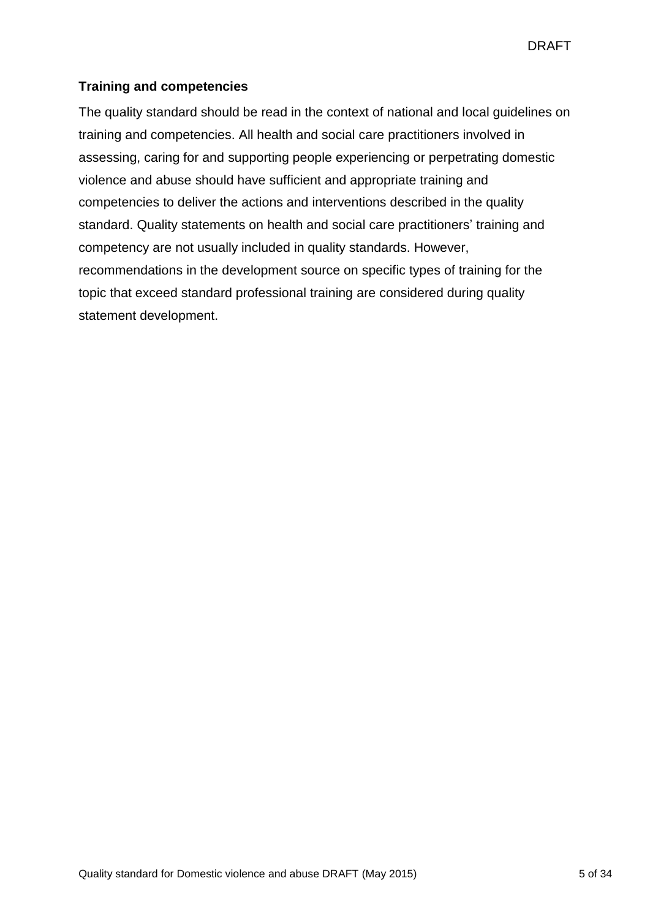**Training and competencies**

The quality standard should be read in the context of national and local guidelines on training and competencies. All health and social care practitioners involved in assessing, caring for and supporting people experiencing or perpetrating domestic violence and abuse should have sufficient and appropriate training and competencies to deliver the actions and interventions described in the quality standard. Quality statements on health and social care practitioners' training and competency are not usually included in quality standards. However, recommendations in the development source on specific types of training for the topic that exceed standard professional training are considered during quality statement development.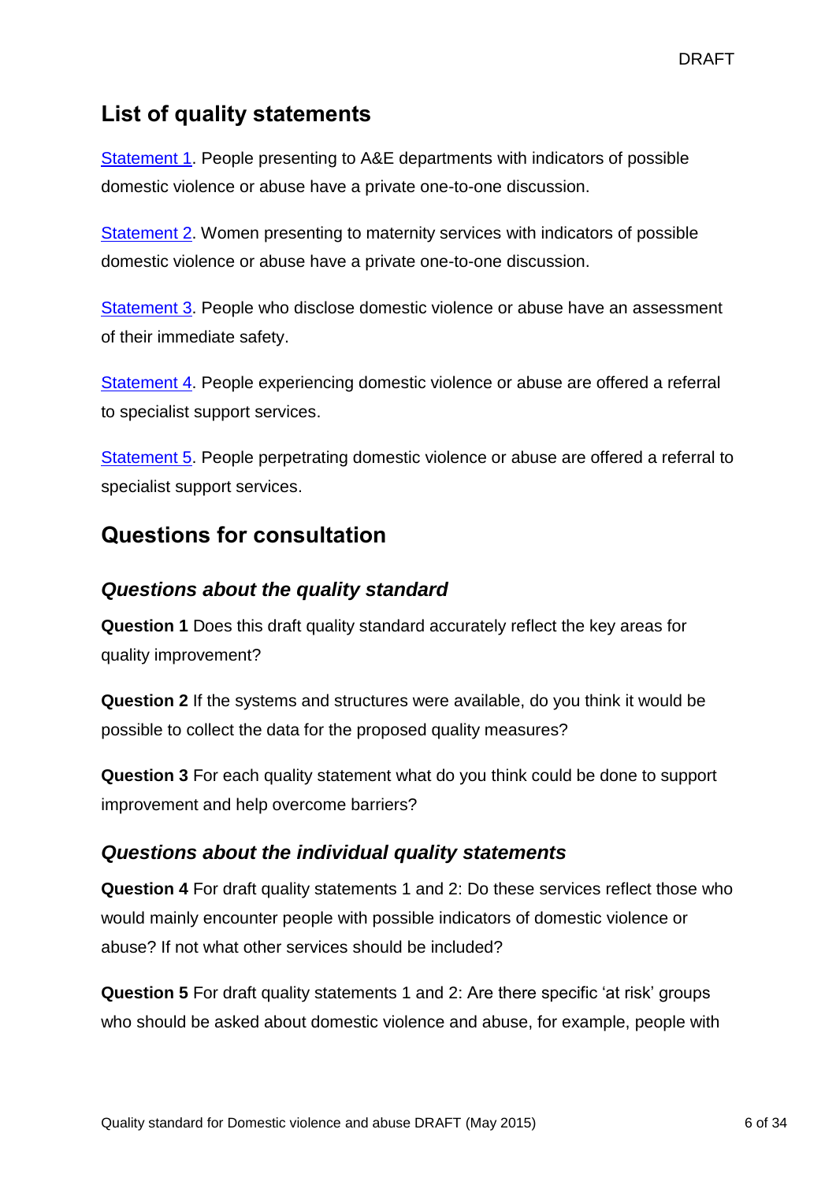## List of quality statements

Statement 1. People presenting to A&E departments with indicators of possible domestic violence or abuse have a private one-to-one discussion.

Statement 2. Women presenting to maternity services with indicators of possible domestic violence or abuse have a private one-to-one discussion.

Statement 3. People who disclose domestic violence or abuse have an assessment of their immediate safety.

Statement 4. People experiencing domestic violence or abuse are offered a referral to specialist support services.

Statement 5. People perpetrating domestic violence or abuse are offered a referral to specialist support services.

## Questions for consultation

### *Questions about the quality standard*

**Question 1** Does this draft quality standard accurately reflect the key areas for quality improvement?

**Question 2** If the systems and structures were available, do you think it would be possible to collect the data for the proposed quality measures?

**Question 3** For each quality statement what do you think could be done to support improvement and help overcome barriers?

### *Questions about the individual quality statements*

**Question 4** For draft quality statements 1 and 2: Do these services reflect those who would mainly encounter people with possible indicators of domestic violence or abuse? If not what other services should be included?

**Question 5** For draft quality statements 1 and 2: Are there specific 'at risk' groups who should be asked about domestic violence and abuse, for example, people with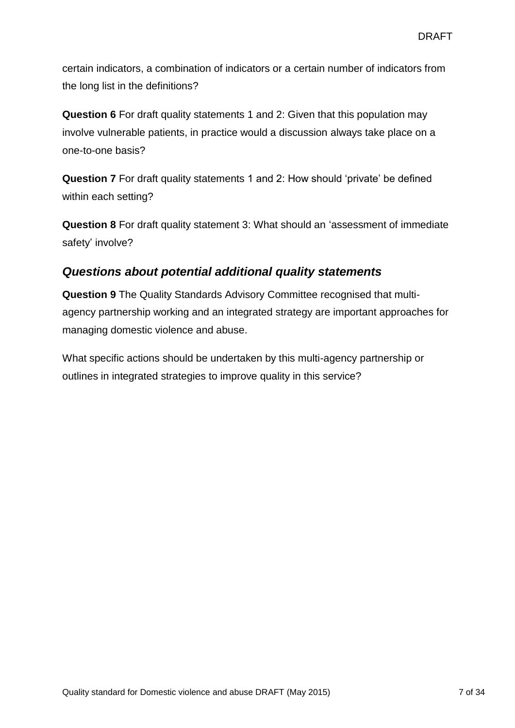certain indicators, a combination of indicators or a certain number of indicators from the long list in the definitions?

**Question 6** For draft quality statements 1 and 2: Given that this population may involve vulnerable patients, in practice would a discussion always take place on a one-to-one basis?

**Question 7** For draft quality statements 1 and 2: How should 'private' be defined within each setting?

**Question 8** For draft quality statement 3: What should an 'assessment of immediate safety' involve?

## *Questions about potential additional quality statements*

**Question 9** The Quality Standards Advisory Committee recognised that multi-agency partnership working and an integrated strategy are important approaches for managing domestic violence and abuse.

What specific actions should be undertaken by this multi-agency partnership or outlines in integrated strategies to improve quality in this service?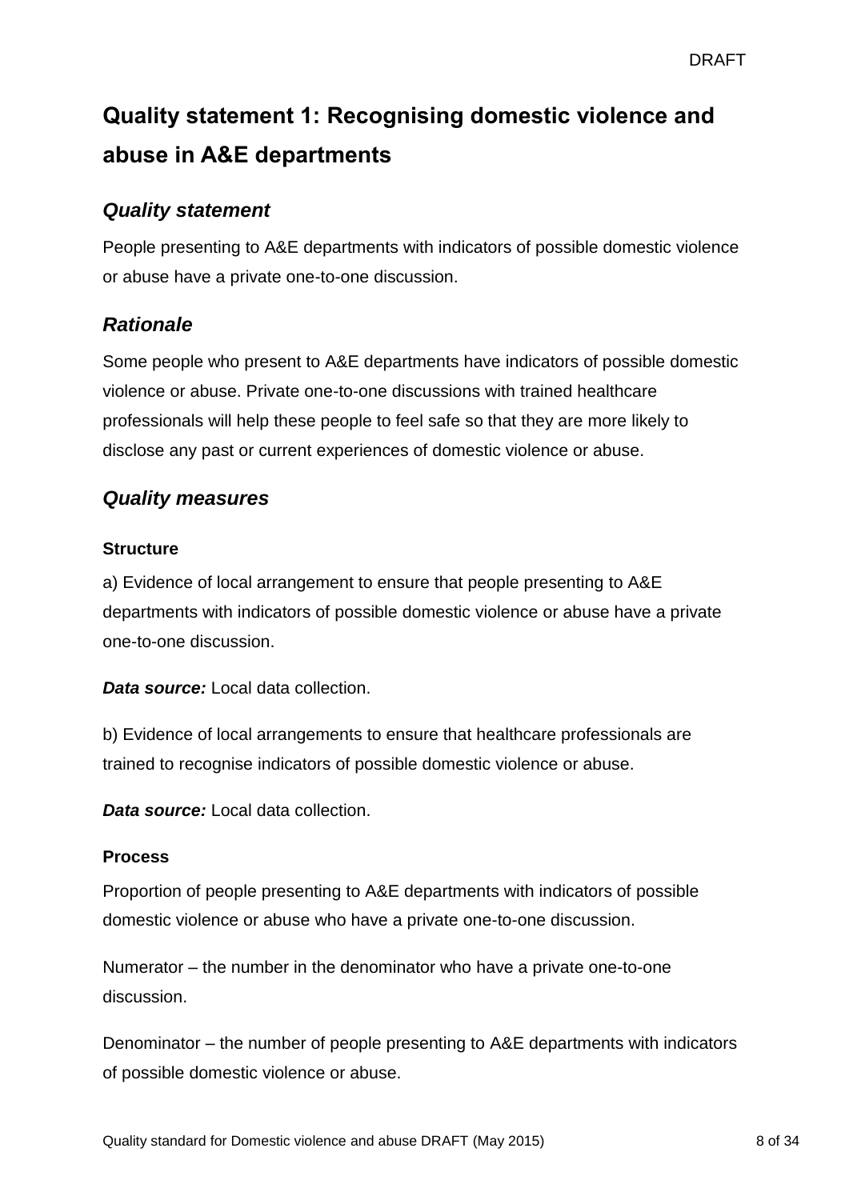# Quality statement 1: Recognising domestic violence and abuse in A&E departments

## *Quality statement*

People presenting to A&E departments with indicators of possible domestic violence or abuse have a private one-to-one discussion.

## *Rationale*

Some people who present to A&E departments have indicators of possible domestic violence or abuse. Private one-to-one discussions with trained healthcare professionals will help these people to feel safe so that they are more likely to disclose any past or current experiences of domestic violence or abuse.

## *Quality measures*

### Structure

a) Evidence of local arrangement to ensure that people presenting to A&E departments with indicators of possible domestic violence or abuse have a private one-to-one discussion.

***Data source:*** Local data collection.

b) Evidence of local arrangements to ensure that healthcare professionals are trained to recognise indicators of possible domestic violence or abuse.

***Data source:*** Local data collection.

### Process

Proportion of people presenting to A&E departments with indicators of possible domestic violence or abuse who have a private one-to-one discussion.

Numerator – the number in the denominator who have a private one-to-one discussion.

Denominator – the number of people presenting to A&E departments with indicators of possible domestic violence or abuse.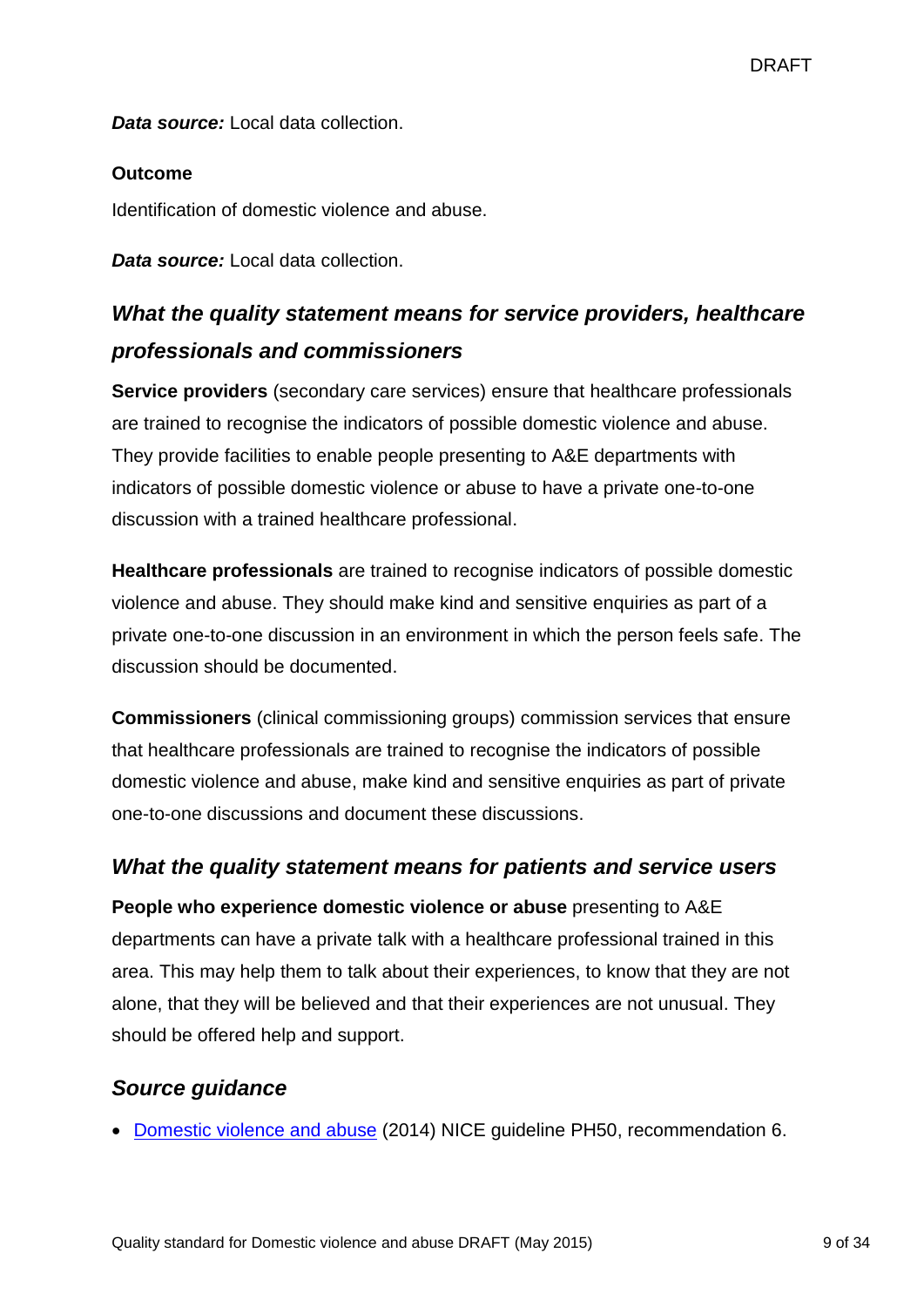***Data source:*** Local data collection.

**Outcome**

Identification of domestic violence and abuse.

***Data source:*** Local data collection.

### *What the quality statement means for service providers, healthcare professionals and commissioners*

**Service providers** (secondary care services) ensure that healthcare professionals are trained to recognise the indicators of possible domestic violence and abuse. They provide facilities to enable people presenting to A&E departments with indicators of possible domestic violence or abuse to have a private one-to-one discussion with a trained healthcare professional.

**Healthcare professionals** are trained to recognise indicators of possible domestic violence and abuse. They should make kind and sensitive enquiries as part of a private one-to-one discussion in an environment in which the person feels safe. The discussion should be documented.

**Commissioners** (clinical commissioning groups) commission services that ensure that healthcare professionals are trained to recognise the indicators of possible domestic violence and abuse, make kind and sensitive enquiries as part of private one-to-one discussions and document these discussions.

### *What the quality statement means for patients and service users*

**People who experience domestic violence or abuse** presenting to A&E departments can have a private talk with a healthcare professional trained in this area. This may help them to talk about their experiences, to know that they are not alone, that they will be believed and that their experiences are not unusual. They should be offered help and support.

### *Source guidance*

- Domestic violence and abuse (2014) NICE guideline PH50, recommendation 6.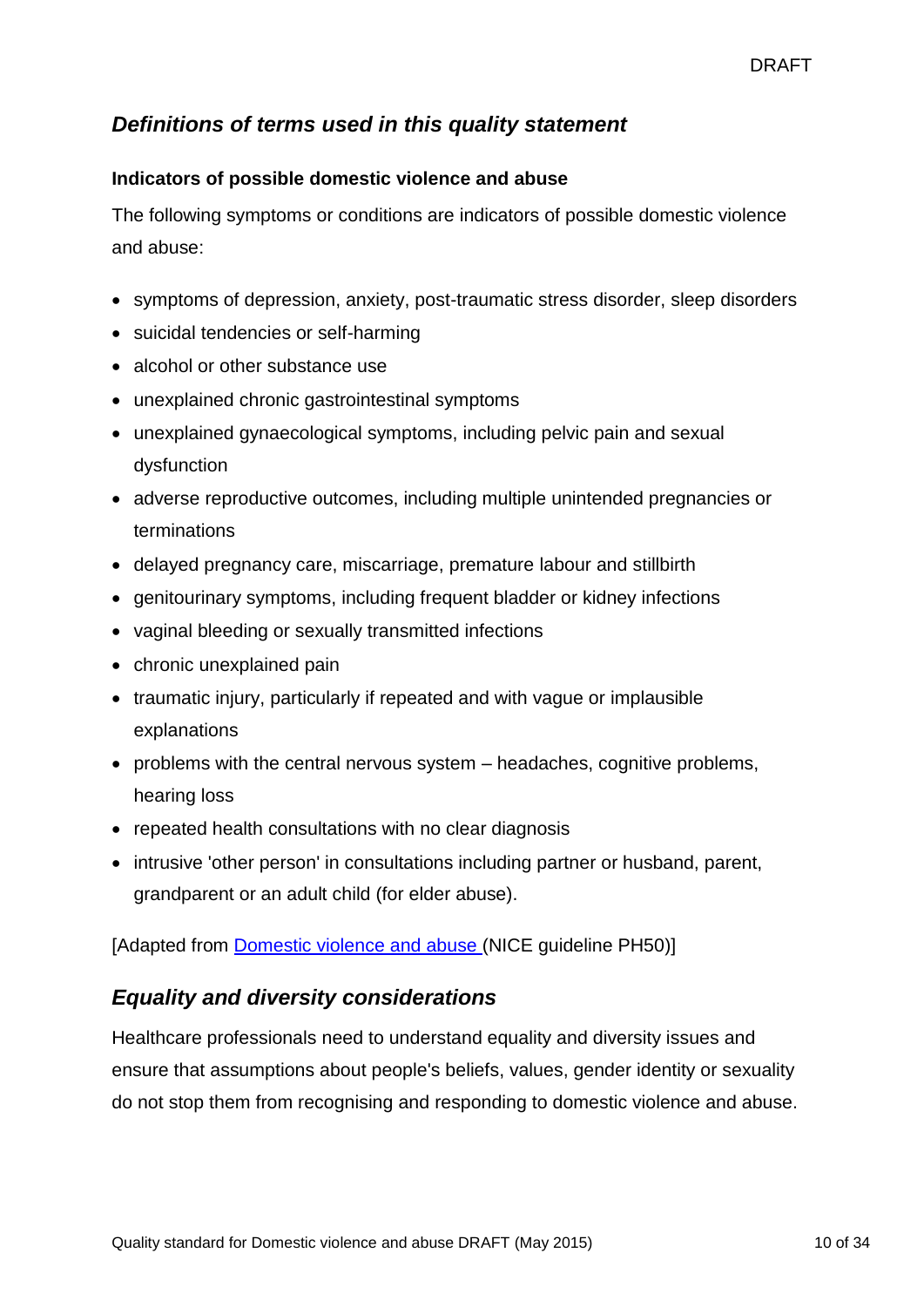## *Definitions of terms used in this quality statement*

### Indicators of possible domestic violence and abuse

The following symptoms or conditions are indicators of possible domestic violence and abuse:

- symptoms of depression, anxiety, post-traumatic stress disorder, sleep disorders
- suicidal tendencies or self-harming
- alcohol or other substance use
- unexplained chronic gastrointestinal symptoms
- unexplained gynaecological symptoms, including pelvic pain and sexual dysfunction
- adverse reproductive outcomes, including multiple unintended pregnancies or terminations
- delayed pregnancy care, miscarriage, premature labour and stillbirth
- genitourinary symptoms, including frequent bladder or kidney infections
- vaginal bleeding or sexually transmitted infections
- chronic unexplained pain
- traumatic injury, particularly if repeated and with vague or implausible explanations
- problems with the central nervous system – headaches, cognitive problems, hearing loss
- repeated health consultations with no clear diagnosis
- intrusive 'other person' in consultations including partner or husband, parent, grandparent or an adult child (for elder abuse).

[Adapted from Domestic violence and abuse (NICE guideline PH50)]

## *Equality and diversity considerations*

Healthcare professionals need to understand equality and diversity issues and ensure that assumptions about people's beliefs, values, gender identity or sexuality do not stop them from recognising and responding to domestic violence and abuse.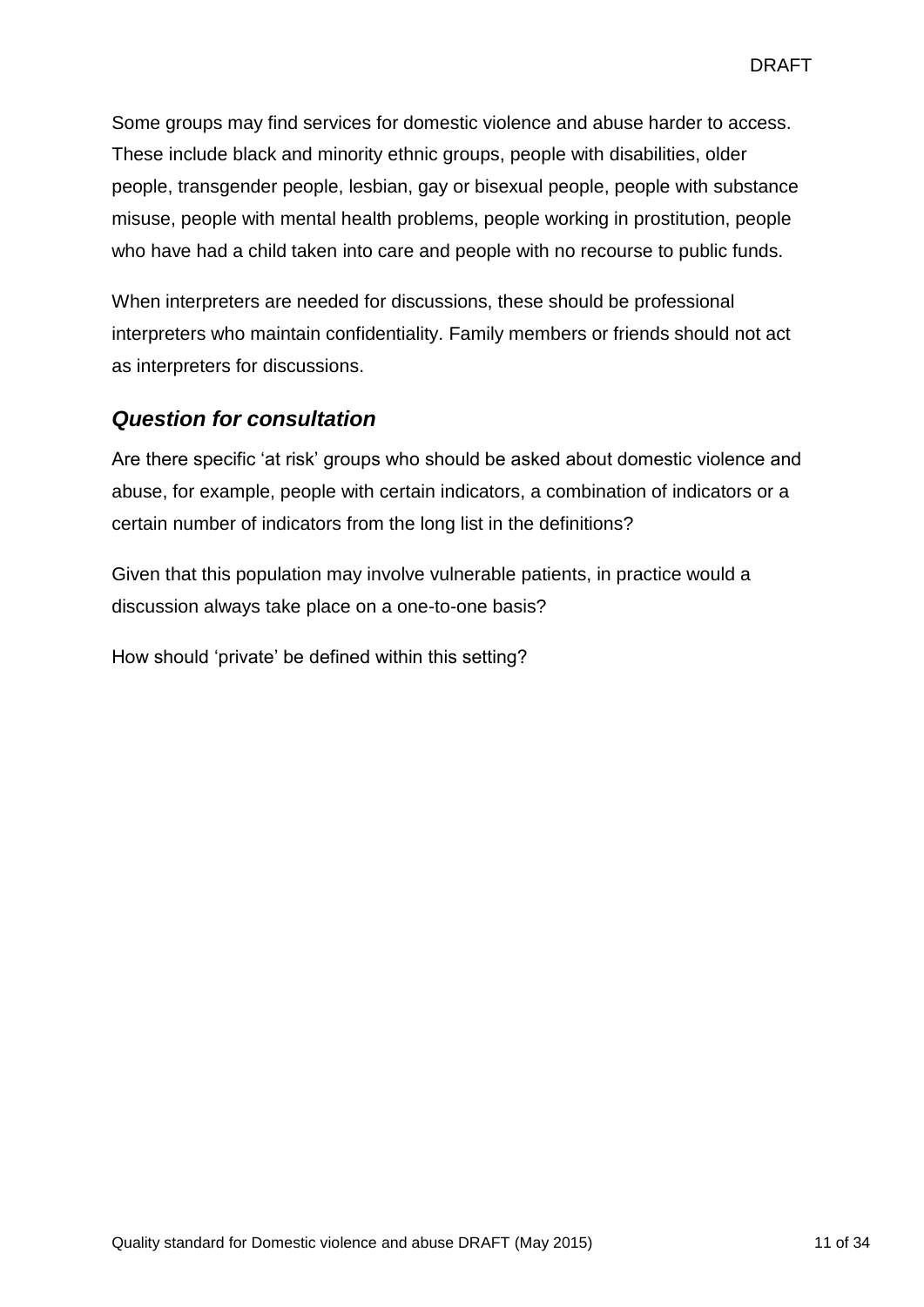Some groups may find services for domestic violence and abuse harder to access. These include black and minority ethnic groups, people with disabilities, older people, transgender people, lesbian, gay or bisexual people, people with substance misuse, people with mental health problems, people working in prostitution, people who have had a child taken into care and people with no recourse to public funds.

When interpreters are needed for discussions, these should be professional interpreters who maintain confidentiality. Family members or friends should not act as interpreters for discussions.

## *Question for consultation*

Are there specific 'at risk' groups who should be asked about domestic violence and abuse, for example, people with certain indicators, a combination of indicators or a certain number of indicators from the long list in the definitions?

Given that this population may involve vulnerable patients, in practice would a discussion always take place on a one-to-one basis?

How should 'private' be defined within this setting?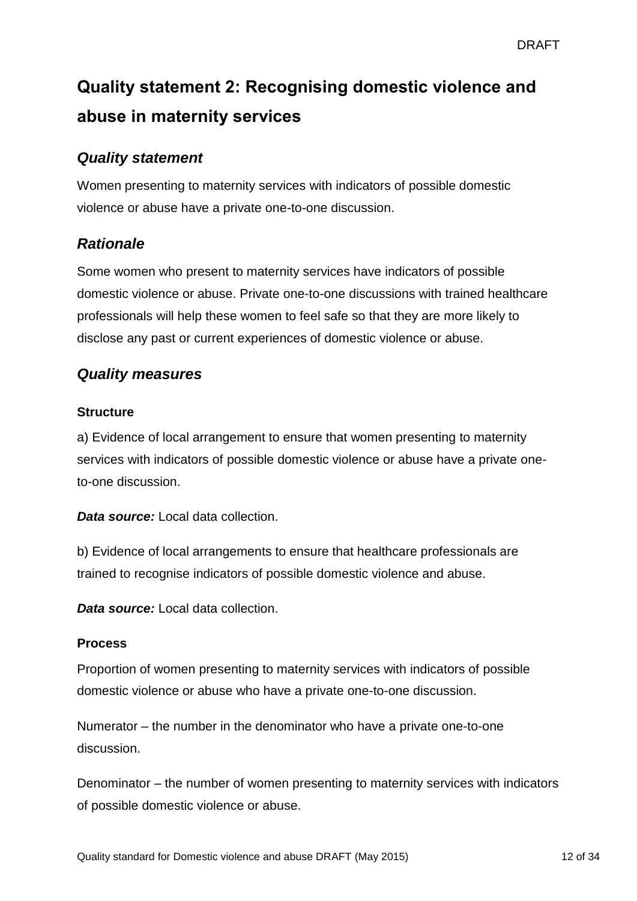# Quality statement 2: Recognising domestic violence and abuse in maternity services

## *Quality statement*

Women presenting to maternity services with indicators of possible domestic violence or abuse have a private one-to-one discussion.

## *Rationale*

Some women who present to maternity services have indicators of possible domestic violence or abuse. Private one-to-one discussions with trained healthcare professionals will help these women to feel safe so that they are more likely to disclose any past or current experiences of domestic violence or abuse.

## *Quality measures*

### Structure

a) Evidence of local arrangement to ensure that women presenting to maternity services with indicators of possible domestic violence or abuse have a private one-to-one discussion.

***Data source:*** Local data collection.

b) Evidence of local arrangements to ensure that healthcare professionals are trained to recognise indicators of possible domestic violence and abuse.

***Data source:*** Local data collection.

### Process

Proportion of women presenting to maternity services with indicators of possible domestic violence or abuse who have a private one-to-one discussion.

Numerator – the number in the denominator who have a private one-to-one discussion.

Denominator – the number of women presenting to maternity services with indicators of possible domestic violence or abuse.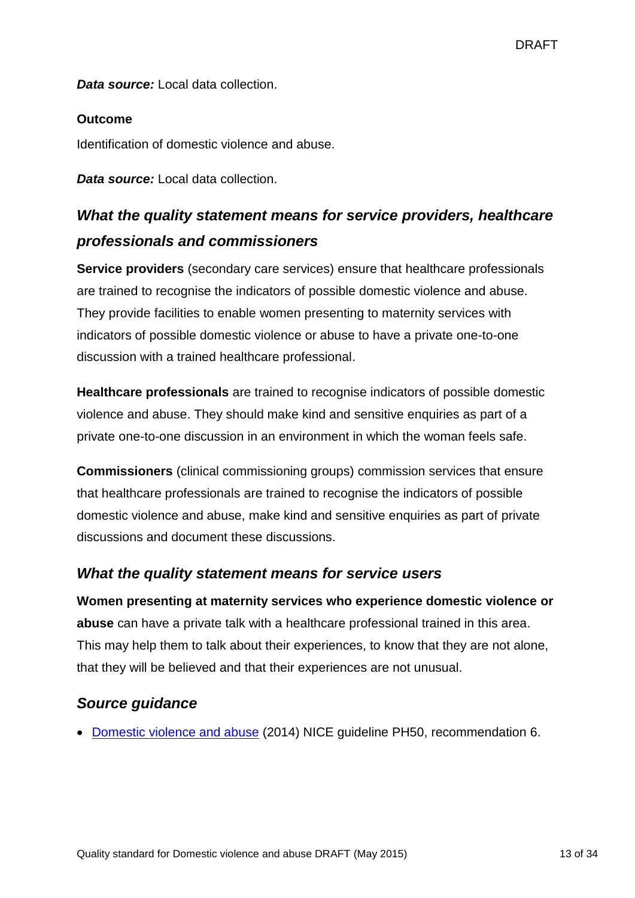***Data source:*** Local data collection.

**Outcome**

Identification of domestic violence and abuse.

***Data source:*** Local data collection.

### *What the quality statement means for service providers, healthcare professionals and commissioners*

**Service providers** (secondary care services) ensure that healthcare professionals are trained to recognise the indicators of possible domestic violence and abuse. They provide facilities to enable women presenting to maternity services with indicators of possible domestic violence or abuse to have a private one-to-one discussion with a trained healthcare professional.

**Healthcare professionals** are trained to recognise indicators of possible domestic violence and abuse. They should make kind and sensitive enquiries as part of a private one-to-one discussion in an environment in which the woman feels safe.

**Commissioners** (clinical commissioning groups) commission services that ensure that healthcare professionals are trained to recognise the indicators of possible domestic violence and abuse, make kind and sensitive enquiries as part of private discussions and document these discussions.

### *What the quality statement means for service users*

**Women presenting at maternity services who experience domestic violence or abuse** can have a private talk with a healthcare professional trained in this area. This may help them to talk about their experiences, to know that they are not alone, that they will be believed and that their experiences are not unusual.

### *Source guidance*

- Domestic violence and abuse (2014) NICE guideline PH50, recommendation 6.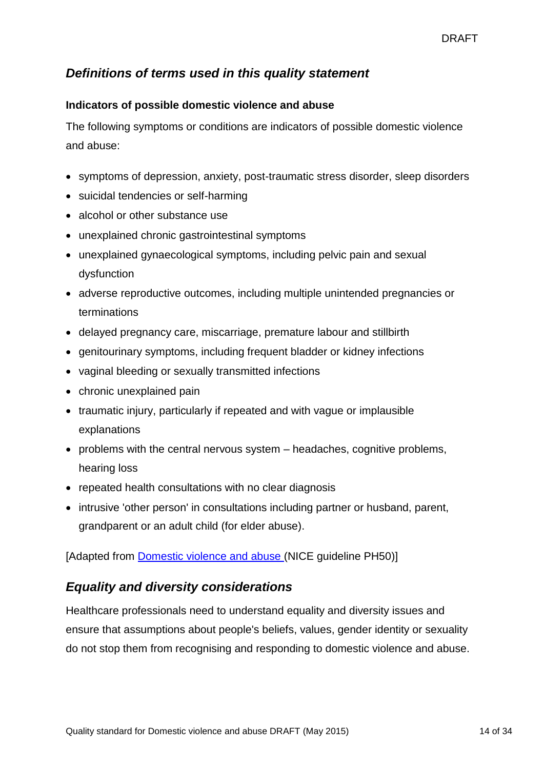## *Definitions of terms used in this quality statement*

### Indicators of possible domestic violence and abuse

The following symptoms or conditions are indicators of possible domestic violence and abuse:

- symptoms of depression, anxiety, post-traumatic stress disorder, sleep disorders
- suicidal tendencies or self-harming
- alcohol or other substance use
- unexplained chronic gastrointestinal symptoms
- unexplained gynaecological symptoms, including pelvic pain and sexual dysfunction
- adverse reproductive outcomes, including multiple unintended pregnancies or terminations
- delayed pregnancy care, miscarriage, premature labour and stillbirth
- genitourinary symptoms, including frequent bladder or kidney infections
- vaginal bleeding or sexually transmitted infections
- chronic unexplained pain
- traumatic injury, particularly if repeated and with vague or implausible explanations
- problems with the central nervous system – headaches, cognitive problems, hearing loss
- repeated health consultations with no clear diagnosis
- intrusive 'other person' in consultations including partner or husband, parent, grandparent or an adult child (for elder abuse).

[Adapted from Domestic violence and abuse (NICE guideline PH50)]

## *Equality and diversity considerations*

Healthcare professionals need to understand equality and diversity issues and ensure that assumptions about people's beliefs, values, gender identity or sexuality do not stop them from recognising and responding to domestic violence and abuse.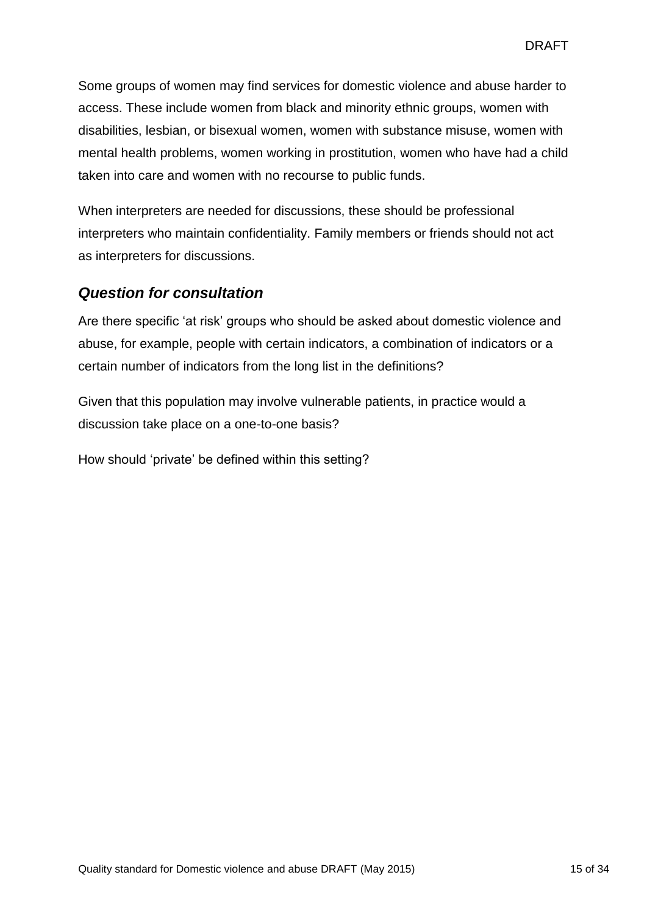Some groups of women may find services for domestic violence and abuse harder to access. These include women from black and minority ethnic groups, women with disabilities, lesbian, or bisexual women, women with substance misuse, women with mental health problems, women working in prostitution, women who have had a child taken into care and women with no recourse to public funds.

When interpreters are needed for discussions, these should be professional interpreters who maintain confidentiality. Family members or friends should not act as interpreters for discussions.

### *Question for consultation*

Are there specific 'at risk' groups who should be asked about domestic violence and abuse, for example, people with certain indicators, a combination of indicators or a certain number of indicators from the long list in the definitions?

Given that this population may involve vulnerable patients, in practice would a discussion take place on a one-to-one basis?

How should 'private' be defined within this setting?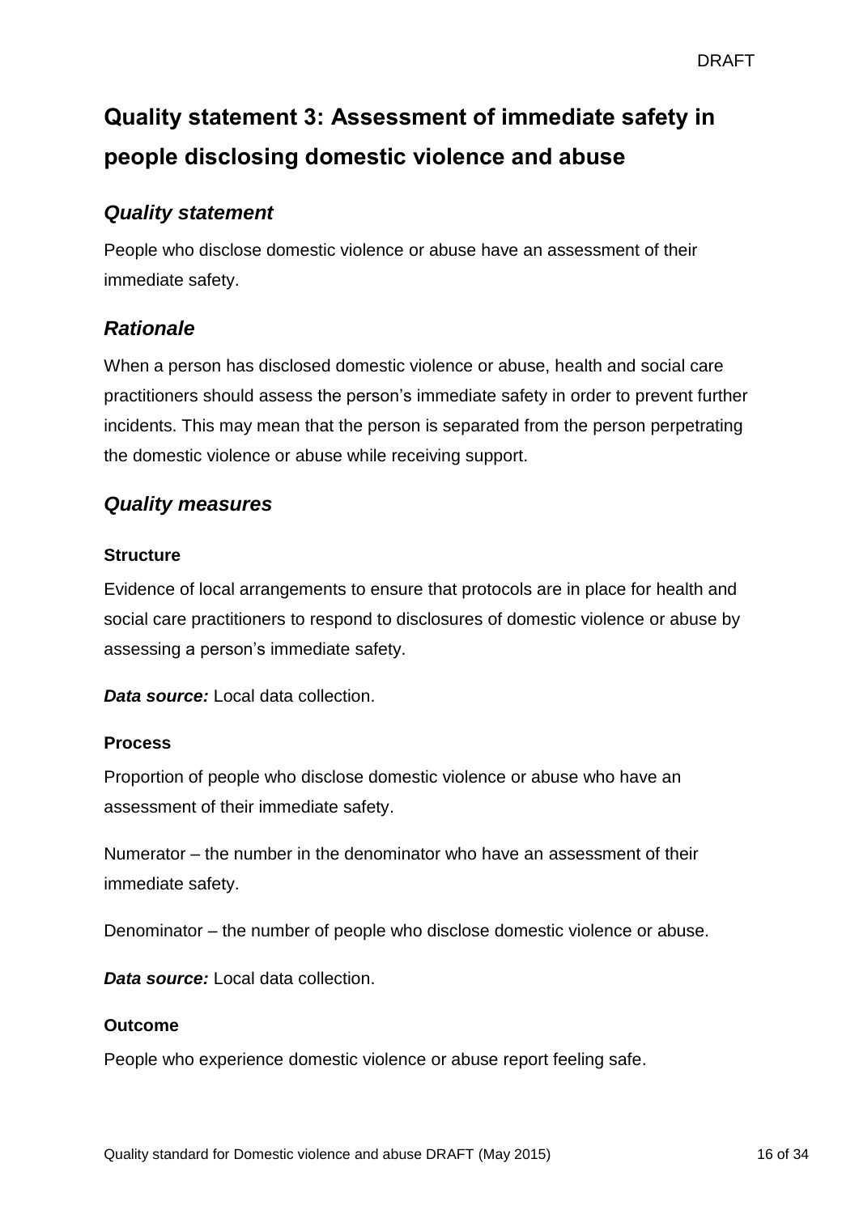# Quality statement 3: Assessment of immediate safety in people disclosing domestic violence and abuse

## *Quality statement*

People who disclose domestic violence or abuse have an assessment of their immediate safety.

## *Rationale*

When a person has disclosed domestic violence or abuse, health and social care practitioners should assess the person's immediate safety in order to prevent further incidents. This may mean that the person is separated from the person perpetrating the domestic violence or abuse while receiving support.

## *Quality measures*

### Structure

Evidence of local arrangements to ensure that protocols are in place for health and social care practitioners to respond to disclosures of domestic violence or abuse by assessing a person's immediate safety.

***Data source:*** Local data collection.

### Process

Proportion of people who disclose domestic violence or abuse who have an assessment of their immediate safety.

Numerator – the number in the denominator who have an assessment of their immediate safety.

Denominator – the number of people who disclose domestic violence or abuse.

***Data source:*** Local data collection.

### Outcome

People who experience domestic violence or abuse report feeling safe.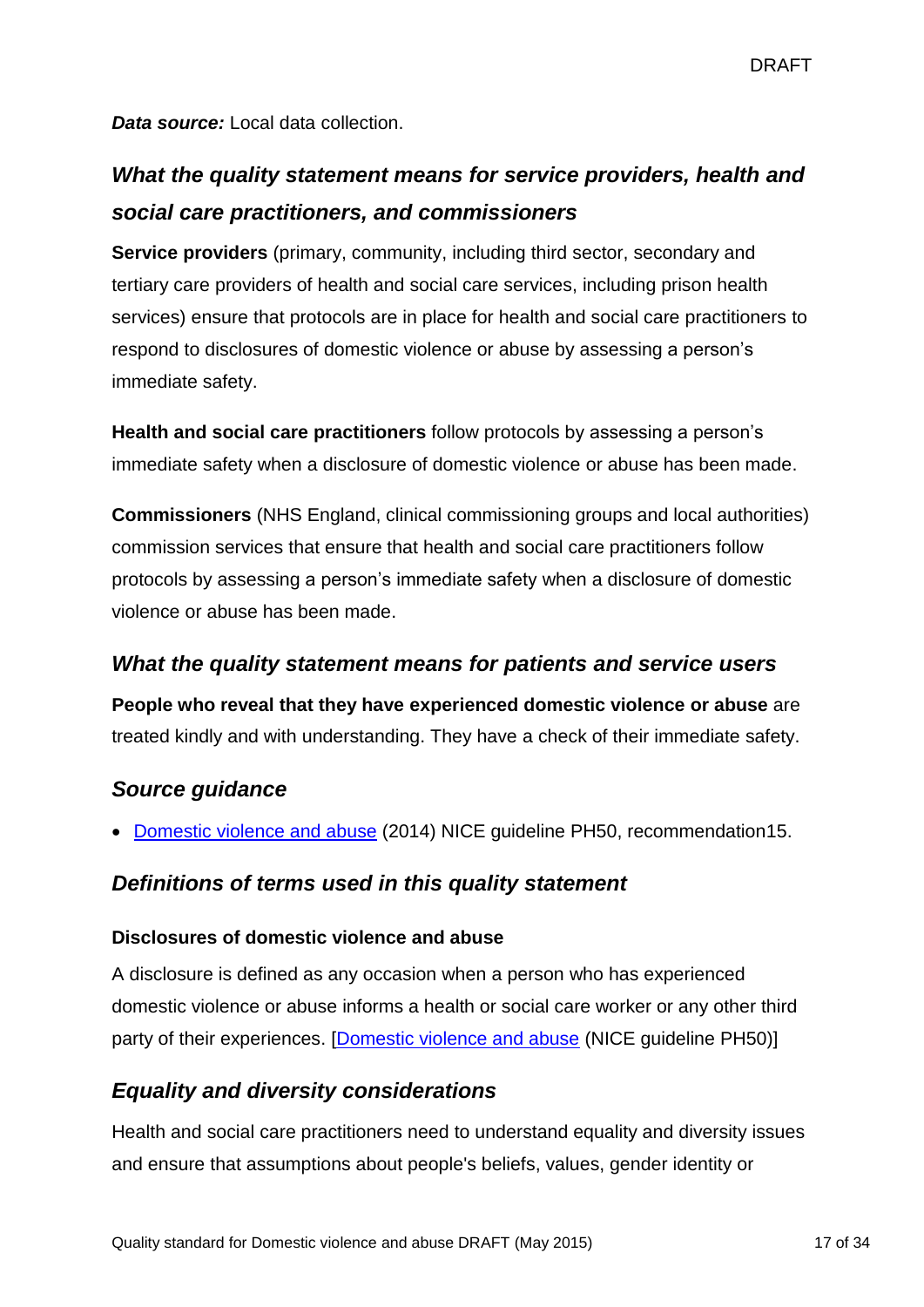***Data source:*** Local data collection.

### *What the quality statement means for service providers, health and social care practitioners, and commissioners*

**Service providers** (primary, community, including third sector, secondary and tertiary care providers of health and social care services, including prison health services) ensure that protocols are in place for health and social care practitioners to respond to disclosures of domestic violence or abuse by assessing a person's immediate safety.

**Health and social care practitioners** follow protocols by assessing a person's immediate safety when a disclosure of domestic violence or abuse has been made.

**Commissioners** (NHS England, clinical commissioning groups and local authorities) commission services that ensure that health and social care practitioners follow protocols by assessing a person's immediate safety when a disclosure of domestic violence or abuse has been made.

### *What the quality statement means for patients and service users*

**People who reveal that they have experienced domestic violence or abuse** are treated kindly and with understanding. They have a check of their immediate safety.

### *Source guidance*

- Domestic violence and abuse (2014) NICE guideline PH50, recommendation15.

### *Definitions of terms used in this quality statement*

#### Disclosures of domestic violence and abuse

A disclosure is defined as any occasion when a person who has experienced domestic violence or abuse informs a health or social care worker or any other third party of their experiences. [Domestic violence and abuse (NICE guideline PH50)]

### *Equality and diversity considerations*

Health and social care practitioners need to understand equality and diversity issues and ensure that assumptions about people's beliefs, values, gender identity or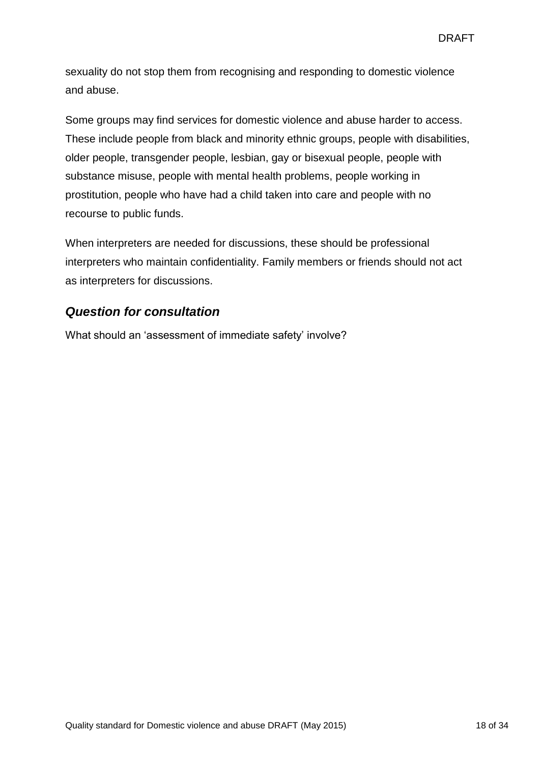sexuality do not stop them from recognising and responding to domestic violence and abuse.

Some groups may find services for domestic violence and abuse harder to access. These include people from black and minority ethnic groups, people with disabilities, older people, transgender people, lesbian, gay or bisexual people, people with substance misuse, people with mental health problems, people working in prostitution, people who have had a child taken into care and people with no recourse to public funds.

When interpreters are needed for discussions, these should be professional interpreters who maintain confidentiality. Family members or friends should not act as interpreters for discussions.

## *Question for consultation*

What should an 'assessment of immediate safety' involve?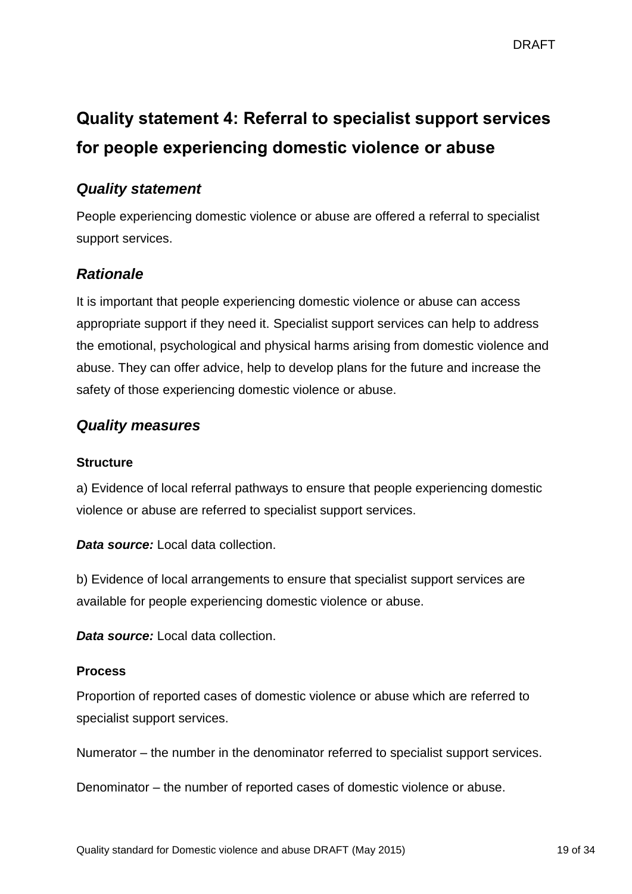## Quality statement 4: Referral to specialist support services for people experiencing domestic violence or abuse

### *Quality statement*

People experiencing domestic violence or abuse are offered a referral to specialist support services.

### *Rationale*

It is important that people experiencing domestic violence or abuse can access appropriate support if they need it. Specialist support services can help to address the emotional, psychological and physical harms arising from domestic violence and abuse. They can offer advice, help to develop plans for the future and increase the safety of those experiencing domestic violence or abuse.

### *Quality measures*

#### Structure

a) Evidence of local referral pathways to ensure that people experiencing domestic violence or abuse are referred to specialist support services.

***Data source:*** Local data collection.

b) Evidence of local arrangements to ensure that specialist support services are available for people experiencing domestic violence or abuse.

***Data source:*** Local data collection.

#### Process

Proportion of reported cases of domestic violence or abuse which are referred to specialist support services.

Numerator – the number in the denominator referred to specialist support services.

Denominator – the number of reported cases of domestic violence or abuse.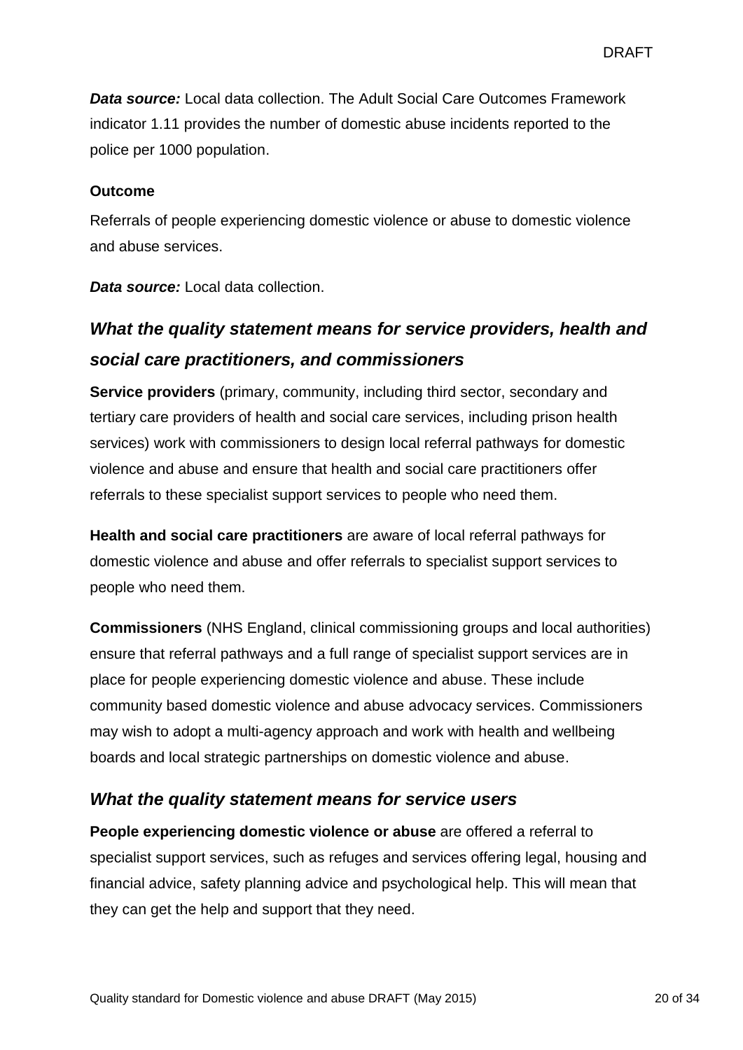***Data source:*** Local data collection. The Adult Social Care Outcomes Framework indicator 1.11 provides the number of domestic abuse incidents reported to the police per 1000 population.

**Outcome**

Referrals of people experiencing domestic violence or abuse to domestic violence and abuse services.

***Data source:*** Local data collection.

## *What the quality statement means for service providers, health and social care practitioners, and commissioners*

**Service providers** (primary, community, including third sector, secondary and tertiary care providers of health and social care services, including prison health services) work with commissioners to design local referral pathways for domestic violence and abuse and ensure that health and social care practitioners offer referrals to these specialist support services to people who need them.

**Health and social care practitioners** are aware of local referral pathways for domestic violence and abuse and offer referrals to specialist support services to people who need them.

**Commissioners** (NHS England, clinical commissioning groups and local authorities) ensure that referral pathways and a full range of specialist support services are in place for people experiencing domestic violence and abuse. These include community based domestic violence and abuse advocacy services. Commissioners may wish to adopt a multi-agency approach and work with health and wellbeing boards and local strategic partnerships on domestic violence and abuse.

## *What the quality statement means for service users*

**People experiencing domestic violence or abuse** are offered a referral to specialist support services, such as refuges and services offering legal, housing and financial advice, safety planning advice and psychological help. This will mean that they can get the help and support that they need.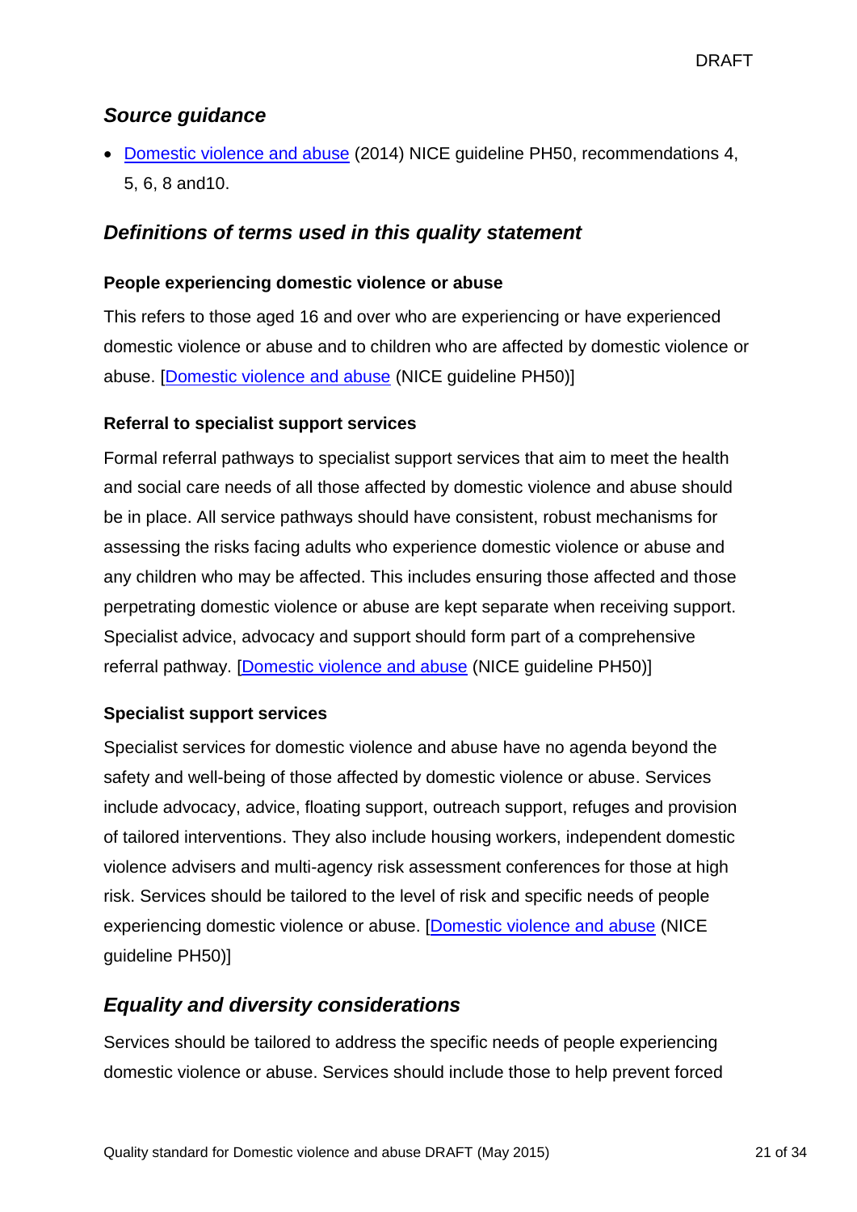## *Source guidance*

- [Domestic violence and abuse](#) (2014) NICE guideline PH50, recommendations 4, 5, 6, 8 and10.

## *Definitions of terms used in this quality statement*

**People experiencing domestic violence or abuse**

This refers to those aged 16 and over who are experiencing or have experienced domestic violence or abuse and to children who are affected by domestic violence or abuse. [[Domestic violence and abuse](#) (NICE guideline PH50)]

**Referral to specialist support services**

Formal referral pathways to specialist support services that aim to meet the health and social care needs of all those affected by domestic violence and abuse should be in place. All service pathways should have consistent, robust mechanisms for assessing the risks facing adults who experience domestic violence or abuse and any children who may be affected. This includes ensuring those affected and those perpetrating domestic violence or abuse are kept separate when receiving support. Specialist advice, advocacy and support should form part of a comprehensive referral pathway. [[Domestic violence and abuse](#) (NICE guideline PH50)]

**Specialist support services**

Specialist services for domestic violence and abuse have no agenda beyond the safety and well-being of those affected by domestic violence or abuse. Services include advocacy, advice, floating support, outreach support, refuges and provision of tailored interventions. They also include housing workers, independent domestic violence advisers and multi-agency risk assessment conferences for those at high risk. Services should be tailored to the level of risk and specific needs of people experiencing domestic violence or abuse. [[Domestic violence and abuse](#) (NICE guideline PH50)]

## *Equality and diversity considerations*

Services should be tailored to address the specific needs of people experiencing domestic violence or abuse. Services should include those to help prevent forced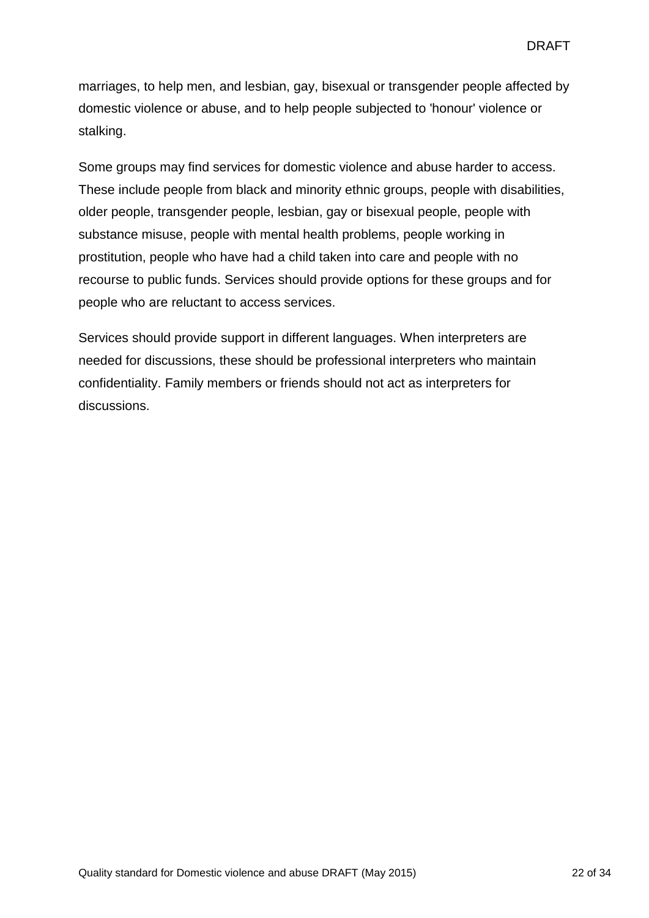marriages, to help men, and lesbian, gay, bisexual or transgender people affected by domestic violence or abuse, and to help people subjected to 'honour' violence or stalking.

Some groups may find services for domestic violence and abuse harder to access. These include people from black and minority ethnic groups, people with disabilities, older people, transgender people, lesbian, gay or bisexual people, people with substance misuse, people with mental health problems, people working in prostitution, people who have had a child taken into care and people with no recourse to public funds. Services should provide options for these groups and for people who are reluctant to access services.

Services should provide support in different languages. When interpreters are needed for discussions, these should be professional interpreters who maintain confidentiality. Family members or friends should not act as interpreters for discussions.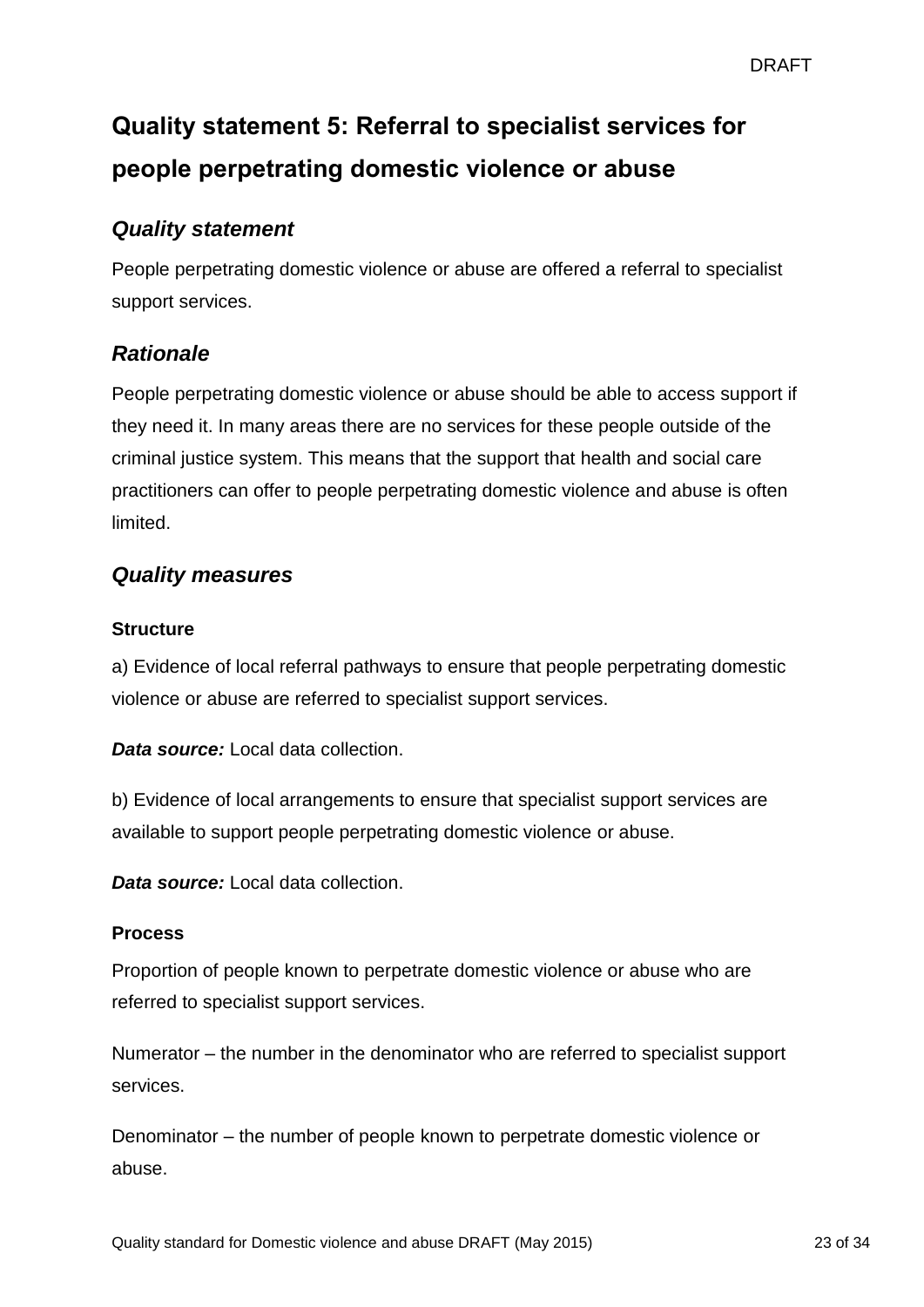## Quality statement 5: Referral to specialist services for people perpetrating domestic violence or abuse

### *Quality statement*

People perpetrating domestic violence or abuse are offered a referral to specialist support services.

### *Rationale*

People perpetrating domestic violence or abuse should be able to access support if they need it. In many areas there are no services for these people outside of the criminal justice system. This means that the support that health and social care practitioners can offer to people perpetrating domestic violence and abuse is often limited.

### *Quality measures*

#### Structure

a) Evidence of local referral pathways to ensure that people perpetrating domestic violence or abuse are referred to specialist support services.

***Data source:*** Local data collection.

b) Evidence of local arrangements to ensure that specialist support services are available to support people perpetrating domestic violence or abuse.

***Data source:*** Local data collection.

#### Process

Proportion of people known to perpetrate domestic violence or abuse who are referred to specialist support services.

Numerator – the number in the denominator who are referred to specialist support services.

Denominator – the number of people known to perpetrate domestic violence or abuse.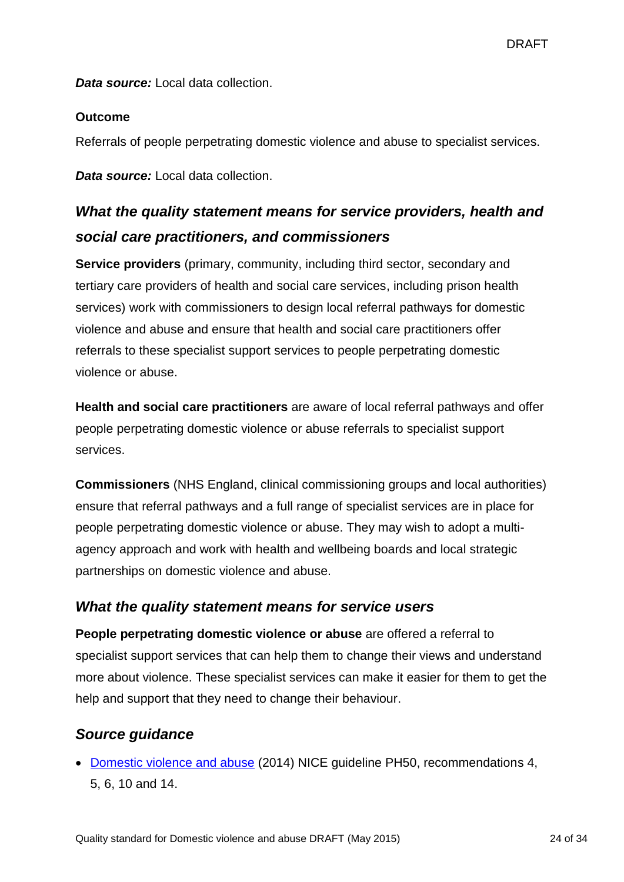*Data source:* Local data collection.

**Outcome**

Referrals of people perpetrating domestic violence and abuse to specialist services.

*Data source:* Local data collection.

### *What the quality statement means for service providers, health and social care practitioners, and commissioners*

**Service providers** (primary, community, including third sector, secondary and tertiary care providers of health and social care services, including prison health services) work with commissioners to design local referral pathways for domestic violence and abuse and ensure that health and social care practitioners offer referrals to these specialist support services to people perpetrating domestic violence or abuse.

**Health and social care practitioners** are aware of local referral pathways and offer people perpetrating domestic violence or abuse referrals to specialist support services.

**Commissioners** (NHS England, clinical commissioning groups and local authorities) ensure that referral pathways and a full range of specialist services are in place for people perpetrating domestic violence or abuse. They may wish to adopt a multi-agency approach and work with health and wellbeing boards and local strategic partnerships on domestic violence and abuse.

### *What the quality statement means for service users*

**People perpetrating domestic violence or abuse** are offered a referral to specialist support services that can help them to change their views and understand more about violence. These specialist services can make it easier for them to get the help and support that they need to change their behaviour.

### *Source guidance*

- Domestic violence and abuse (2014) NICE guideline PH50, recommendations 4, 5, 6, 10 and 14.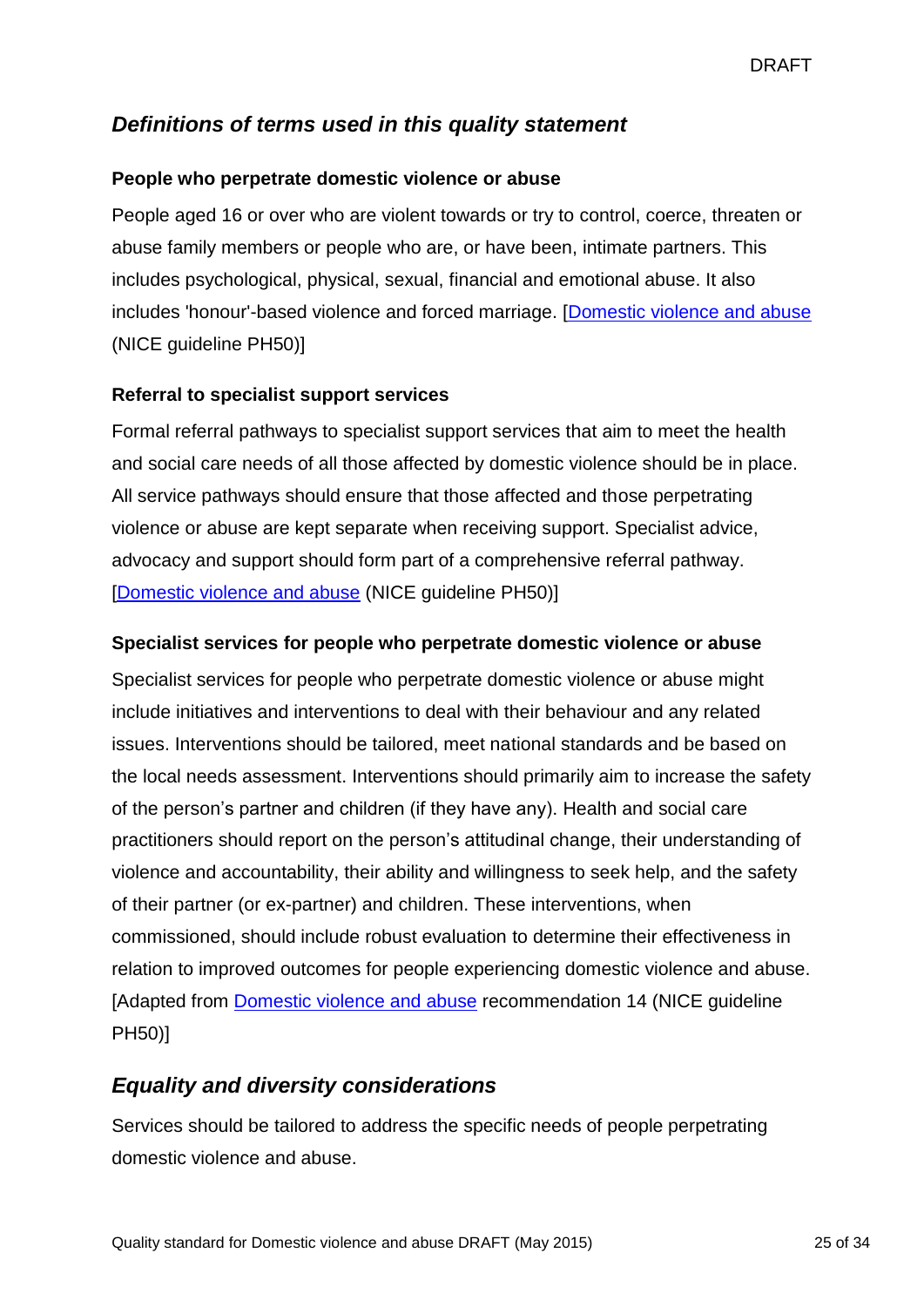## *Definitions of terms used in this quality statement*

**People who perpetrate domestic violence or abuse**

People aged 16 or over who are violent towards or try to control, coerce, threaten or abuse family members or people who are, or have been, intimate partners. This includes psychological, physical, sexual, financial and emotional abuse. It also includes 'honour'-based violence and forced marriage. [Domestic violence and abuse (NICE guideline PH50)]

**Referral to specialist support services**

Formal referral pathways to specialist support services that aim to meet the health and social care needs of all those affected by domestic violence should be in place. All service pathways should ensure that those affected and those perpetrating violence or abuse are kept separate when receiving support. Specialist advice, advocacy and support should form part of a comprehensive referral pathway. [Domestic violence and abuse (NICE guideline PH50)]

**Specialist services for people who perpetrate domestic violence or abuse**

Specialist services for people who perpetrate domestic violence or abuse might include initiatives and interventions to deal with their behaviour and any related issues. Interventions should be tailored, meet national standards and be based on the local needs assessment. Interventions should primarily aim to increase the safety of the person's partner and children (if they have any). Health and social care practitioners should report on the person's attitudinal change, their understanding of violence and accountability, their ability and willingness to seek help, and the safety of their partner (or ex-partner) and children. These interventions, when commissioned, should include robust evaluation to determine their effectiveness in relation to improved outcomes for people experiencing domestic violence and abuse. [Adapted from Domestic violence and abuse recommendation 14 (NICE guideline PH50)]

## *Equality and diversity considerations*

Services should be tailored to address the specific needs of people perpetrating domestic violence and abuse.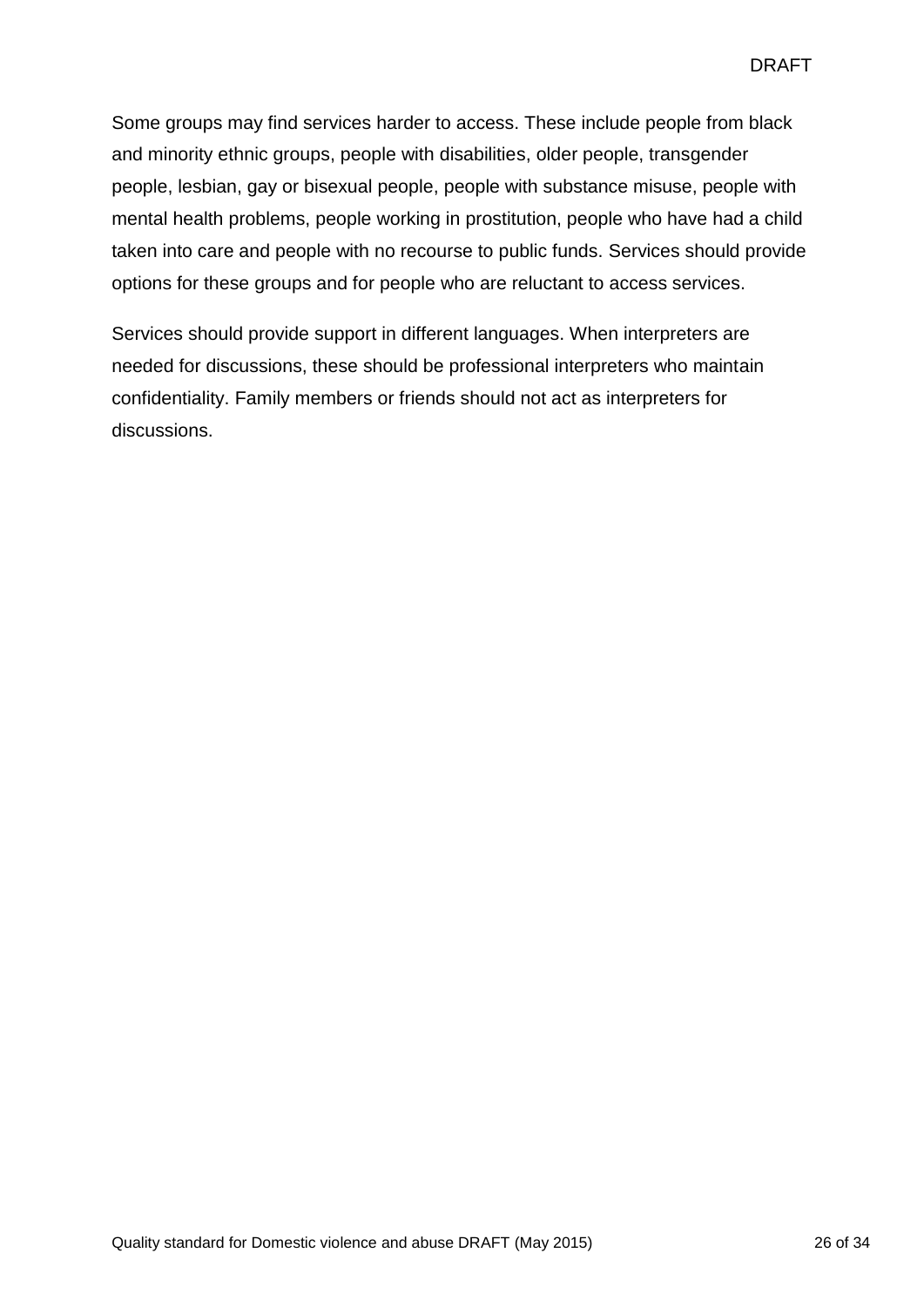Some groups may find services harder to access. These include people from black and minority ethnic groups, people with disabilities, older people, transgender people, lesbian, gay or bisexual people, people with substance misuse, people with mental health problems, people working in prostitution, people who have had a child taken into care and people with no recourse to public funds. Services should provide options for these groups and for people who are reluctant to access services.

Services should provide support in different languages. When interpreters are needed for discussions, these should be professional interpreters who maintain confidentiality. Family members or friends should not act as interpreters for discussions.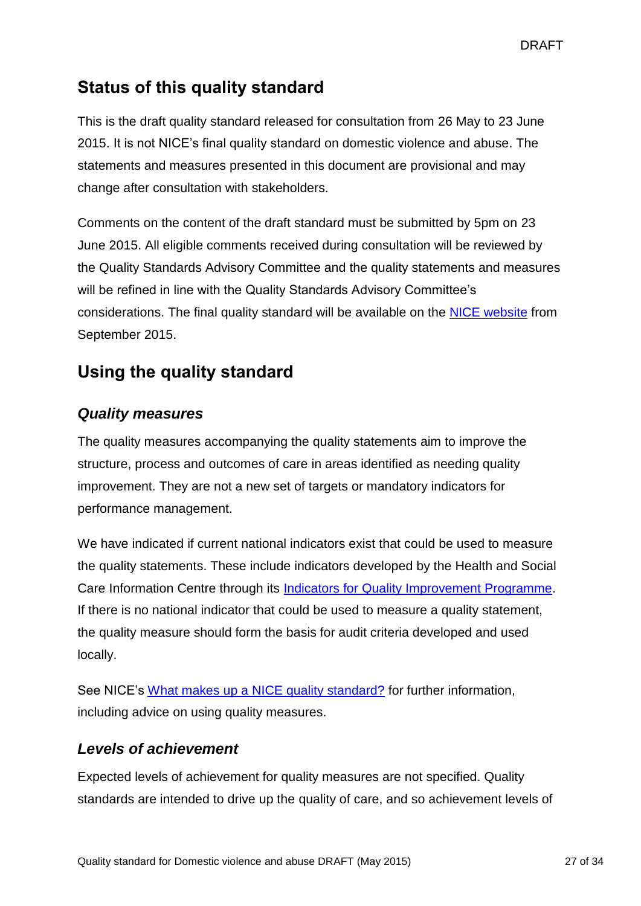## Status of this quality standard

This is the draft quality standard released for consultation from 26 May to 23 June 2015. It is not NICE's final quality standard on domestic violence and abuse. The statements and measures presented in this document are provisional and may change after consultation with stakeholders.

Comments on the content of the draft standard must be submitted by 5pm on 23 June 2015. All eligible comments received during consultation will be reviewed by the Quality Standards Advisory Committee and the quality statements and measures will be refined in line with the Quality Standards Advisory Committee's considerations. The final quality standard will be available on the NICE website from September 2015.

## Using the quality standard

### *Quality measures*

The quality measures accompanying the quality statements aim to improve the structure, process and outcomes of care in areas identified as needing quality improvement. They are not a new set of targets or mandatory indicators for performance management.

We have indicated if current national indicators exist that could be used to measure the quality statements. These include indicators developed by the Health and Social Care Information Centre through its Indicators for Quality Improvement Programme. If there is no national indicator that could be used to measure a quality statement, the quality measure should form the basis for audit criteria developed and used locally.

See NICE's What makes up a NICE quality standard? for further information, including advice on using quality measures.

### *Levels of achievement*

Expected levels of achievement for quality measures are not specified. Quality standards are intended to drive up the quality of care, and so achievement levels of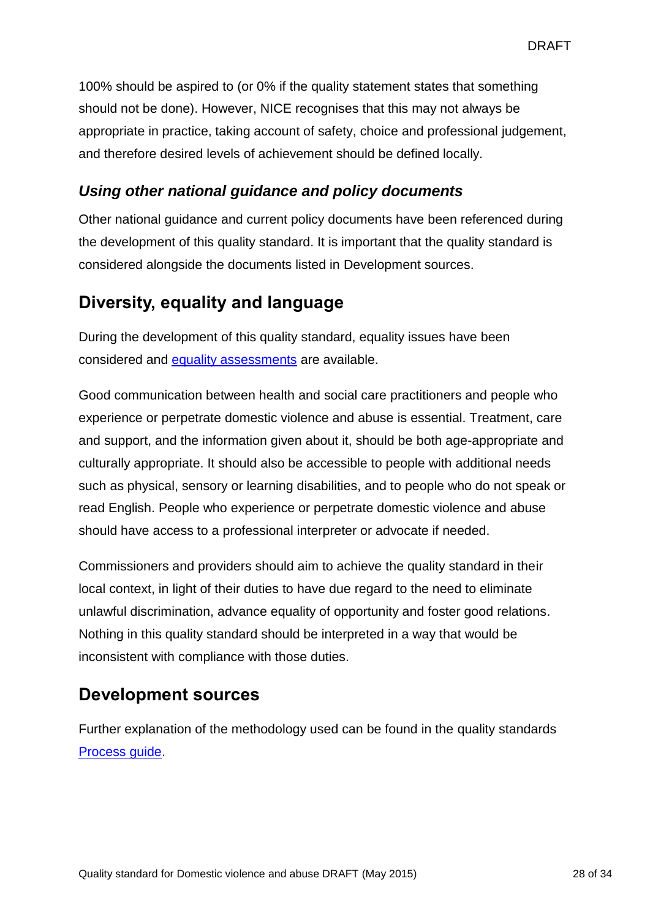100% should be aspired to (or 0% if the quality statement states that something should not be done). However, NICE recognises that this may not always be appropriate in practice, taking account of safety, choice and professional judgement, and therefore desired levels of achievement should be defined locally.

### *Using other national guidance and policy documents*

Other national guidance and current policy documents have been referenced during the development of this quality standard. It is important that the quality standard is considered alongside the documents listed in Development sources.

## Diversity, equality and language

During the development of this quality standard, equality issues have been considered and equality assessments are available.

Good communication between health and social care practitioners and people who experience or perpetrate domestic violence and abuse is essential. Treatment, care and support, and the information given about it, should be both age-appropriate and culturally appropriate. It should also be accessible to people with additional needs such as physical, sensory or learning disabilities, and to people who do not speak or read English. People who experience or perpetrate domestic violence and abuse should have access to a professional interpreter or advocate if needed.

Commissioners and providers should aim to achieve the quality standard in their local context, in light of their duties to have due regard to the need to eliminate unlawful discrimination, advance equality of opportunity and foster good relations. Nothing in this quality standard should be interpreted in a way that would be inconsistent with compliance with those duties.

## Development sources

Further explanation of the methodology used can be found in the quality standards Process guide.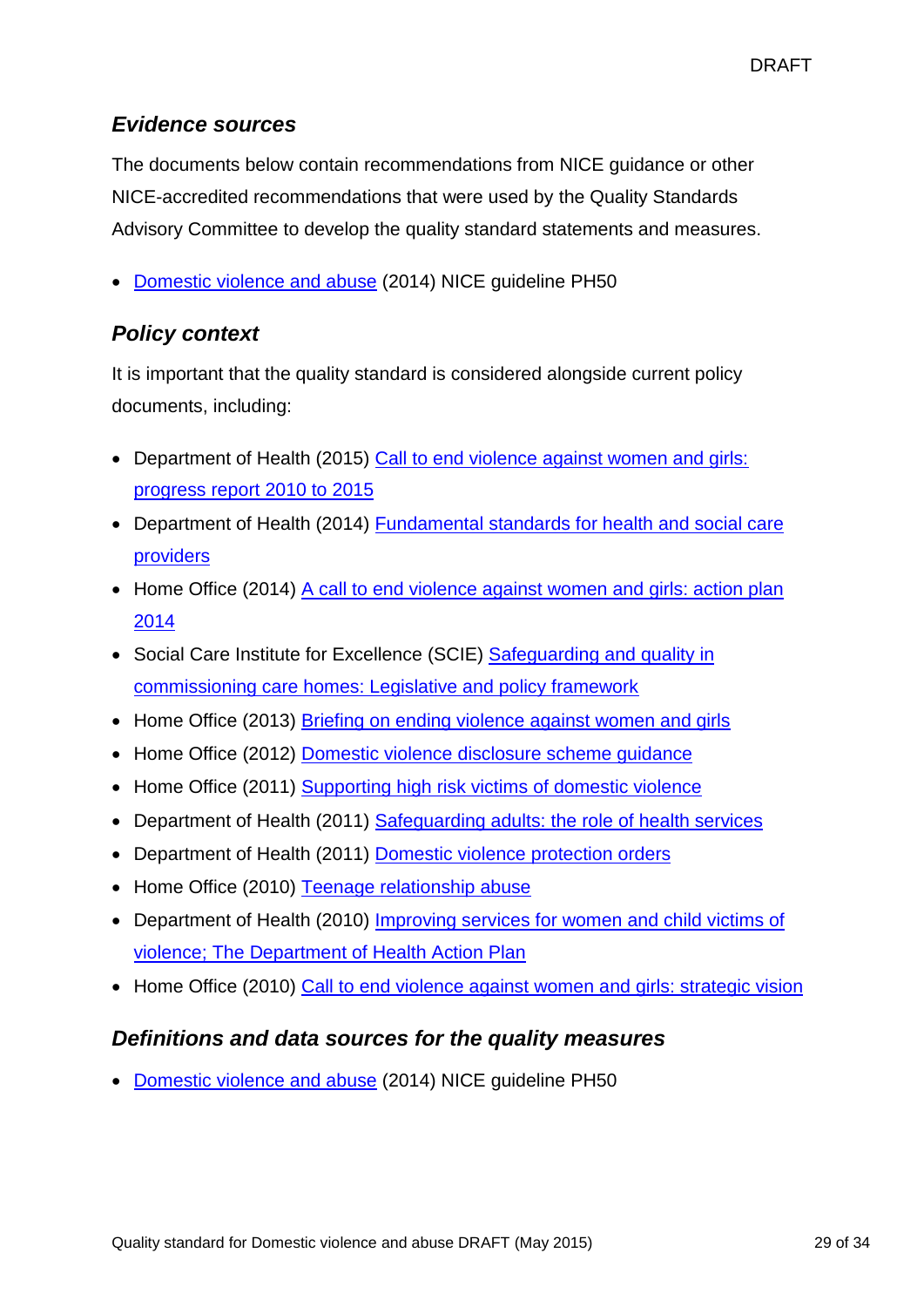### *Evidence sources*

The documents below contain recommendations from NICE guidance or other NICE-accredited recommendations that were used by the Quality Standards Advisory Committee to develop the quality standard statements and measures.

- Domestic violence and abuse (2014) NICE guideline PH50

### *Policy context*

It is important that the quality standard is considered alongside current policy documents, including:

- Department of Health (2015) Call to end violence against women and girls: progress report 2010 to 2015
- Department of Health (2014) Fundamental standards for health and social care providers
- Home Office (2014) A call to end violence against women and girls: action plan 2014
- Social Care Institute for Excellence (SCIE) Safeguarding and quality in commissioning care homes: Legislative and policy framework
- Home Office (2013) Briefing on ending violence against women and girls
- Home Office (2012) Domestic violence disclosure scheme guidance
- Home Office (2011) Supporting high risk victims of domestic violence
- Department of Health (2011) Safeguarding adults: the role of health services
- Department of Health (2011) Domestic violence protection orders
- Home Office (2010) Teenage relationship abuse
- Department of Health (2010) Improving services for women and child victims of violence; The Department of Health Action Plan
- Home Office (2010) Call to end violence against women and girls: strategic vision

### *Definitions and data sources for the quality measures*

- Domestic violence and abuse (2014) NICE guideline PH50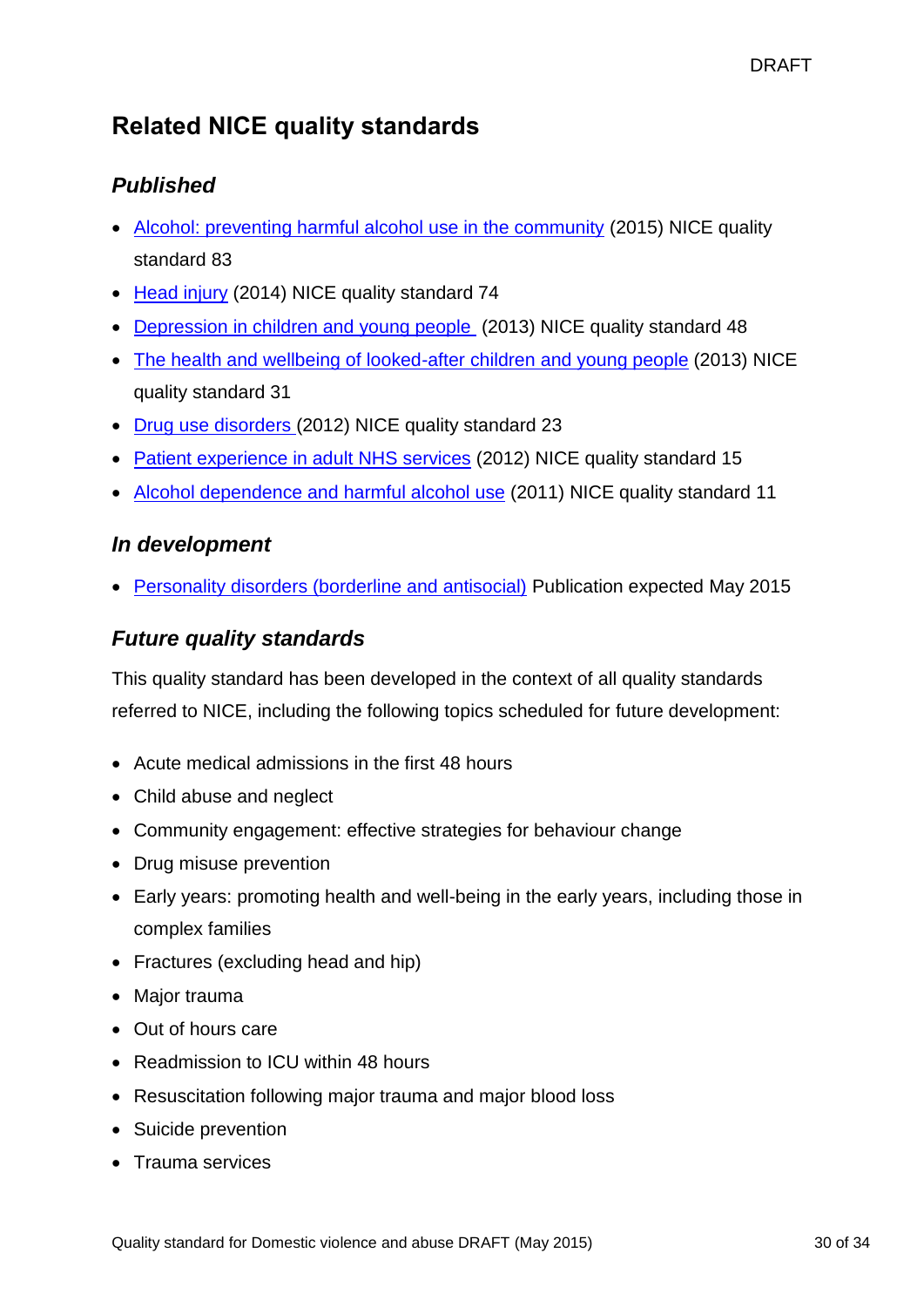## Related NICE quality standards

### *Published*

- Alcohol: preventing harmful alcohol use in the community (2015) NICE quality standard 83
- Head injury (2014) NICE quality standard 74
- Depression in children and young people (2013) NICE quality standard 48
- The health and wellbeing of looked-after children and young people (2013) NICE quality standard 31
- Drug use disorders (2012) NICE quality standard 23
- Patient experience in adult NHS services (2012) NICE quality standard 15
- Alcohol dependence and harmful alcohol use (2011) NICE quality standard 11

### *In development*

- Personality disorders (borderline and antisocial) Publication expected May 2015

### *Future quality standards*

This quality standard has been developed in the context of all quality standards referred to NICE, including the following topics scheduled for future development:

- Acute medical admissions in the first 48 hours
- Child abuse and neglect
- Community engagement: effective strategies for behaviour change
- Drug misuse prevention
- Early years: promoting health and well-being in the early years, including those in complex families
- Fractures (excluding head and hip)
- Major trauma
- Out of hours care
- Readmission to ICU within 48 hours
- Resuscitation following major trauma and major blood loss
- Suicide prevention
- Trauma services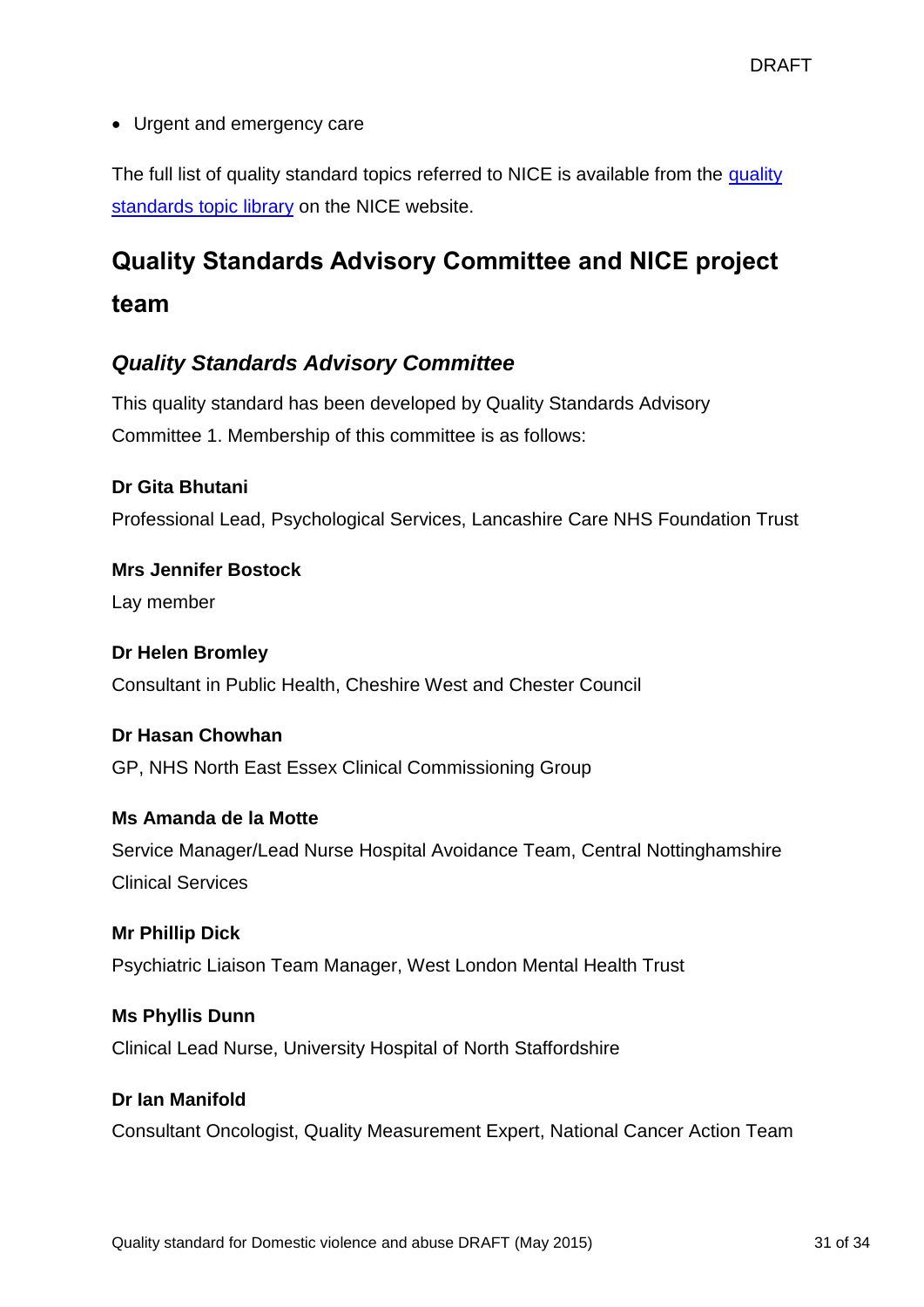- Urgent and emergency care

The full list of quality standard topics referred to NICE is available from the quality standards topic library on the NICE website.

## Quality Standards Advisory Committee and NICE project team

### *Quality Standards Advisory Committee*

This quality standard has been developed by Quality Standards Advisory Committee 1. Membership of this committee is as follows:

**Dr Gita Bhutani**
Professional Lead, Psychological Services, Lancashire Care NHS Foundation Trust

**Mrs Jennifer Bostock**
Lay member

**Dr Helen Bromley**
Consultant in Public Health, Cheshire West and Chester Council

**Dr Hasan Chowhan**
GP, NHS North East Essex Clinical Commissioning Group

**Ms Amanda de la Motte**
Service Manager/Lead Nurse Hospital Avoidance Team, Central Nottinghamshire Clinical Services

**Mr Phillip Dick**
Psychiatric Liaison Team Manager, West London Mental Health Trust

**Ms Phyllis Dunn**
Clinical Lead Nurse, University Hospital of North Staffordshire

**Dr Ian Manifold**
Consultant Oncologist, Quality Measurement Expert, National Cancer Action Team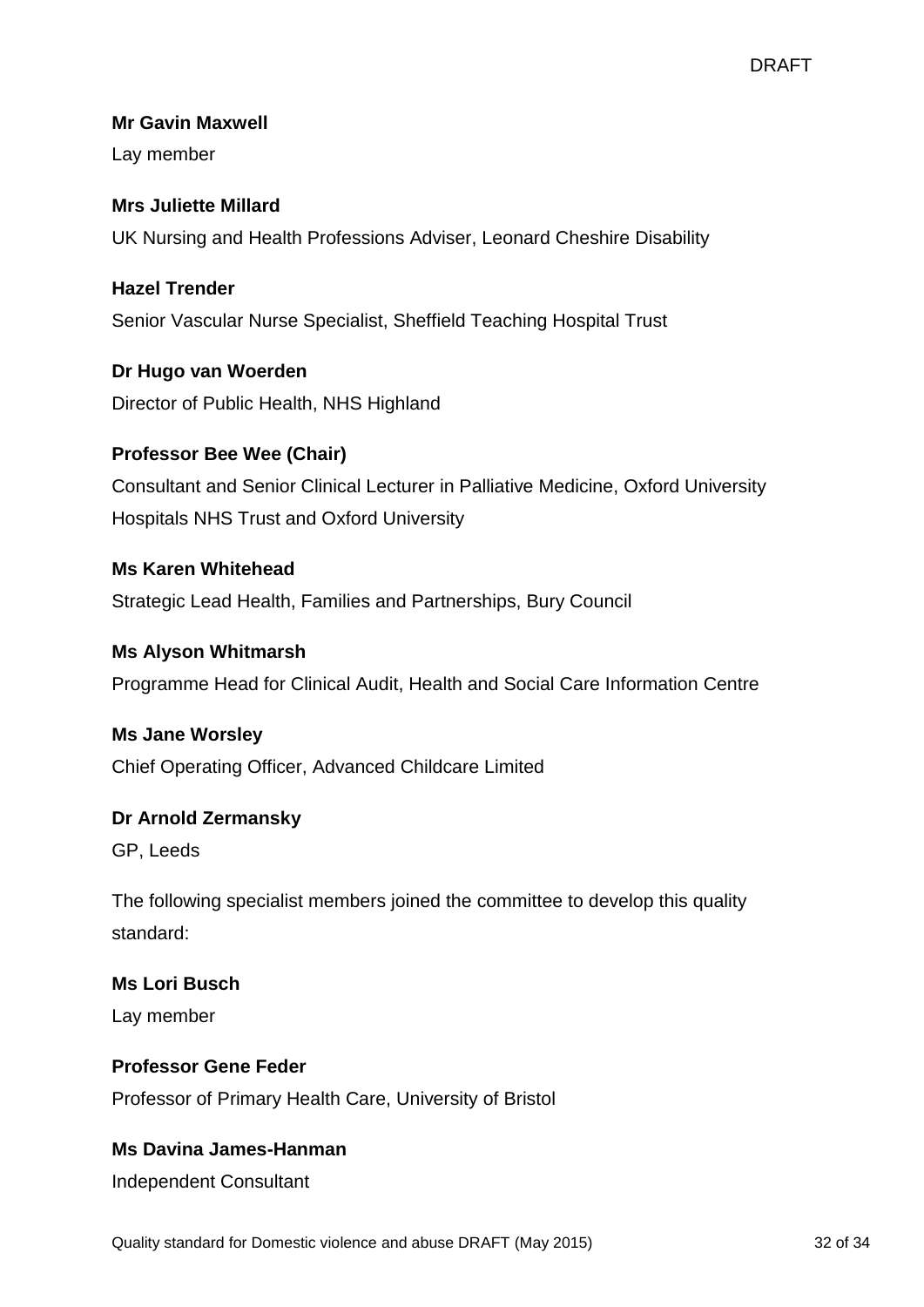**Mr Gavin Maxwell**

Lay member

**Mrs Juliette Millard**

UK Nursing and Health Professions Adviser, Leonard Cheshire Disability

**Hazel Trender**

Senior Vascular Nurse Specialist, Sheffield Teaching Hospital Trust

**Dr Hugo van Woerden**

Director of Public Health, NHS Highland

**Professor Bee Wee (Chair)**

Consultant and Senior Clinical Lecturer in Palliative Medicine, Oxford University Hospitals NHS Trust and Oxford University

**Ms Karen Whitehead**

Strategic Lead Health, Families and Partnerships, Bury Council

**Ms Alyson Whitmarsh**

Programme Head for Clinical Audit, Health and Social Care Information Centre

**Ms Jane Worsley**

Chief Operating Officer, Advanced Childcare Limited

**Dr Arnold Zermansky**

GP, Leeds

The following specialist members joined the committee to develop this quality standard:

**Ms Lori Busch**

Lay member

**Professor Gene Feder**

Professor of Primary Health Care, University of Bristol

**Ms Davina James-Hanman**

Independent Consultant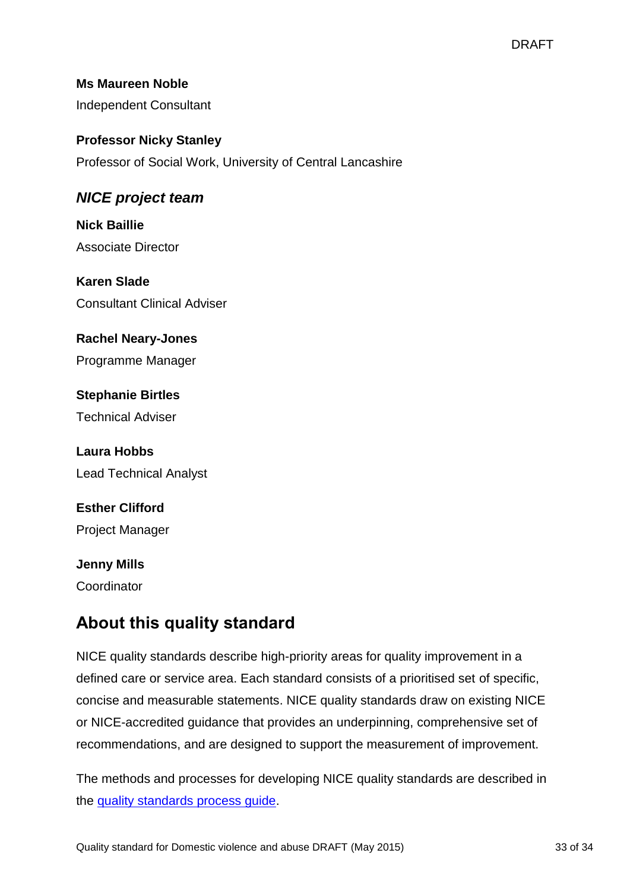**Ms Maureen Noble**
Independent Consultant

**Professor Nicky Stanley**
Professor of Social Work, University of Central Lancashire

### *NICE project team*

**Nick Baillie**
Associate Director

**Karen Slade**
Consultant Clinical Adviser

**Rachel Neary-Jones**
Programme Manager

**Stephanie Birtles**
Technical Adviser

**Laura Hobbs**
Lead Technical Analyst

**Esther Clifford**
Project Manager

**Jenny Mills**
Coordinator

## About this quality standard

NICE quality standards describe high-priority areas for quality improvement in a defined care or service area. Each standard consists of a prioritised set of specific, concise and measurable statements. NICE quality standards draw on existing NICE or NICE-accredited guidance that provides an underpinning, comprehensive set of recommendations, and are designed to support the measurement of improvement.

The methods and processes for developing NICE quality standards are described in the quality standards process guide.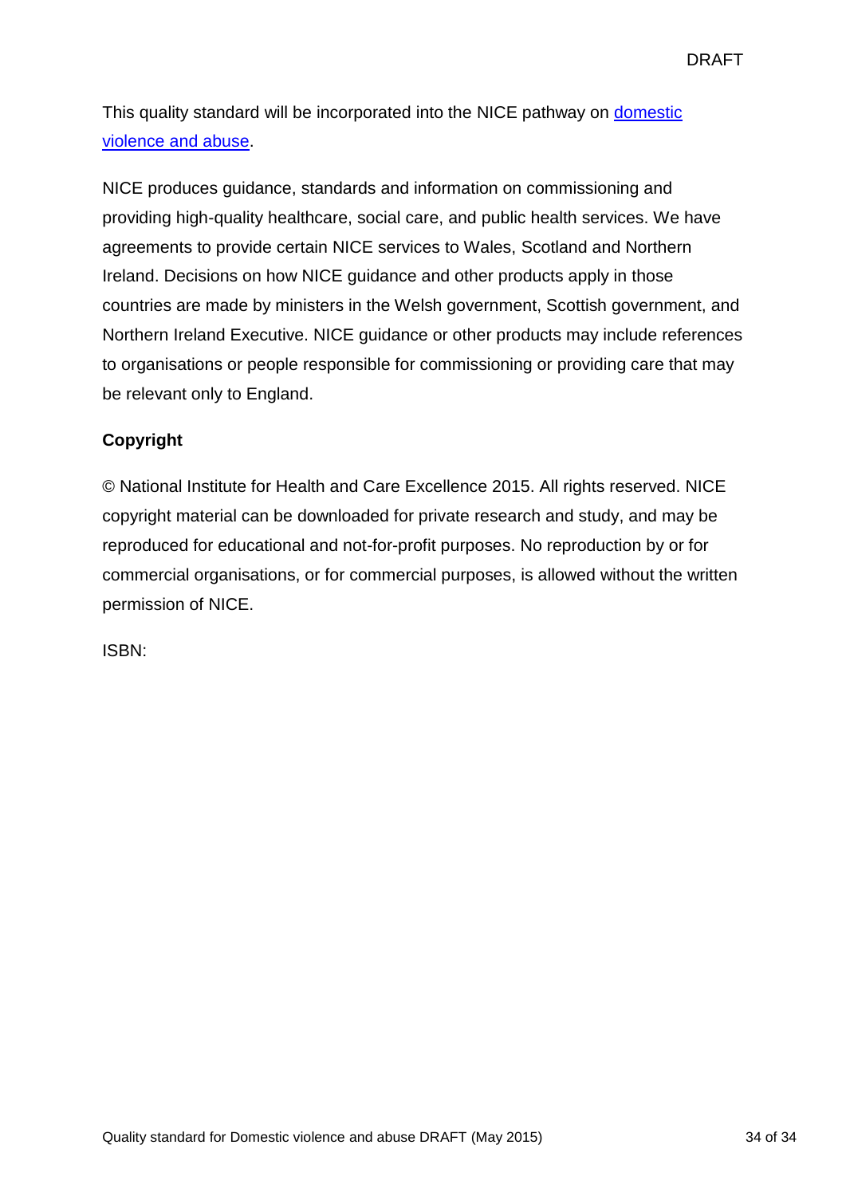This quality standard will be incorporated into the NICE pathway on domestic violence and abuse.

NICE produces guidance, standards and information on commissioning and providing high-quality healthcare, social care, and public health services. We have agreements to provide certain NICE services to Wales, Scotland and Northern Ireland. Decisions on how NICE guidance and other products apply in those countries are made by ministers in the Welsh government, Scottish government, and Northern Ireland Executive. NICE guidance or other products may include references to organisations or people responsible for commissioning or providing care that may be relevant only to England.

**Copyright**

© National Institute for Health and Care Excellence 2015. All rights reserved. NICE copyright material can be downloaded for private research and study, and may be reproduced for educational and not-for-profit purposes. No reproduction by or for commercial organisations, or for commercial purposes, is allowed without the written permission of NICE.

ISBN: